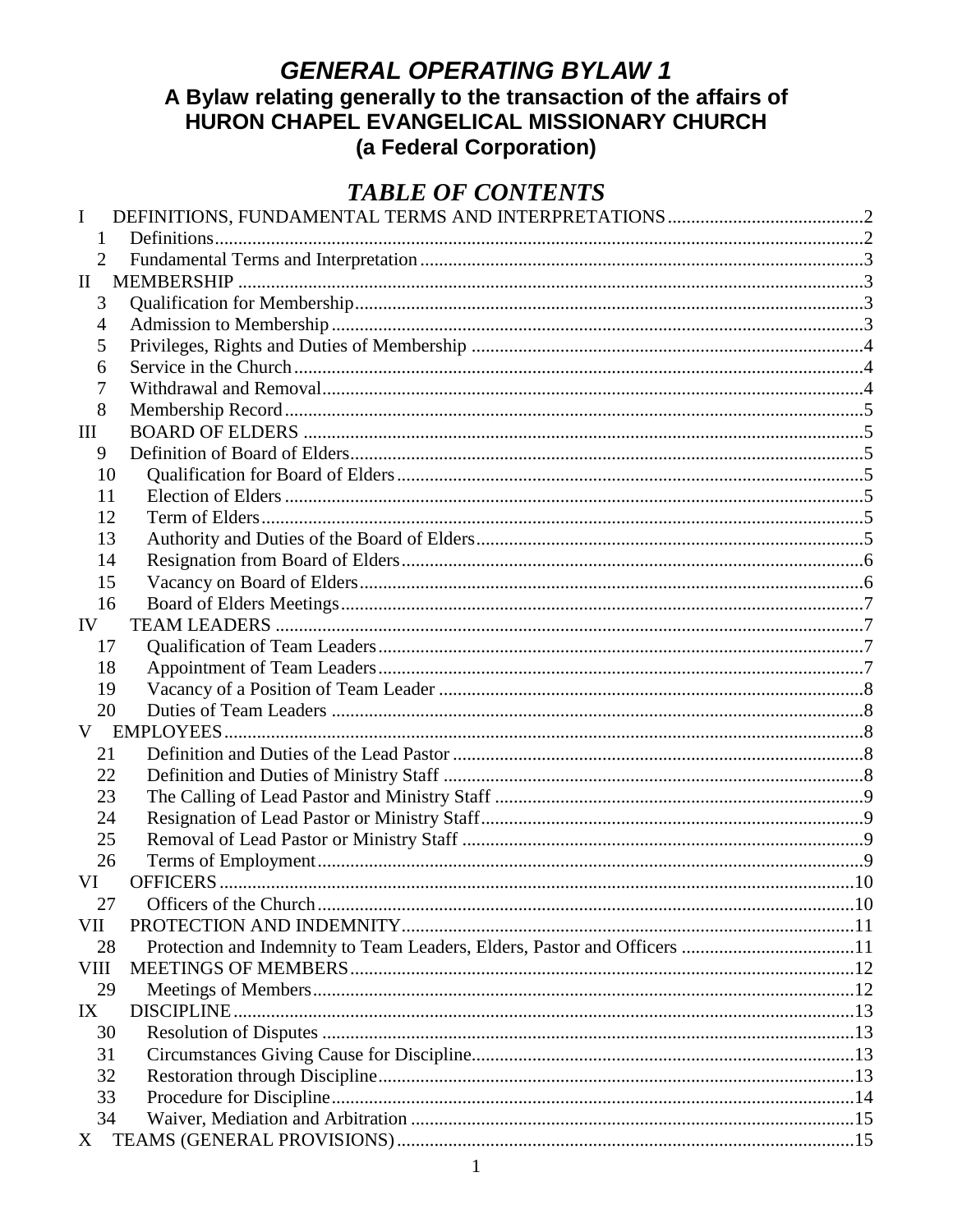# *GENERAL OPERATING BYLAW 1*

## A Bylaw relating generally to the transaction of the affairs of HURON CHAPEL EVANGELICAL MISSIONARY CHURCH (a Federal Corporation)

## *TABLE OF CONTENTS*

I DEFINITIONS, FUNDAMENTAL TERMS AND INTERPRETATIONS....................................2
- 1 Definitions....................................2
- 2 Fundamental Terms and Interpretation....................................3

II MEMBERSHIP....................................3
- 3 Qualification for Membership....................................3
- 4 Admission to Membership....................................3
- 5 Privileges, Rights and Duties of Membership....................................4
- 6 Service in the Church....................................4
- 7 Withdrawal and Removal....................................4
- 8 Membership Record....................................5

III BOARD OF ELDERS....................................5
- 9 Definition of Board of Elders....................................5
- 10 Qualification for Board of Elders....................................5
- 11 Election of Elders....................................5
- 12 Term of Elders....................................5
- 13 Authority and Duties of the Board of Elders....................................5
- 14 Resignation from Board of Elders....................................6
- 15 Vacancy on Board of Elders....................................6
- 16 Board of Elders Meetings....................................7

IV TEAM LEADERS....................................7
- 17 Qualification of Team Leaders....................................7
- 18 Appointment of Team Leaders....................................7
- 19 Vacancy of a Position of Team Leader....................................8
- 20 Duties of Team Leaders....................................8

V EMPLOYEES....................................8
- 21 Definition and Duties of the Lead Pastor....................................8
- 22 Definition and Duties of Ministry Staff....................................8
- 23 The Calling of Lead Pastor and Ministry Staff....................................9
- 24 Resignation of Lead Pastor or Ministry Staff....................................9
- 25 Removal of Lead Pastor or Ministry Staff....................................9
- 26 Terms of Employment....................................9

VI OFFICERS....................................10
- 27 Officers of the Church....................................10

VII PROTECTION AND INDEMNITY....................................11
- 28 Protection and Indemnity to Team Leaders, Elders, Pastor and Officers....................................11

VIII MEETINGS OF MEMBERS....................................12
- 29 Meetings of Members....................................12

IX DISCIPLINE....................................13
- 30 Resolution of Disputes....................................13
- 31 Circumstances Giving Cause for Discipline....................................13
- 32 Restoration through Discipline....................................13
- 33 Procedure for Discipline....................................14
- 34 Waiver, Mediation and Arbitration....................................15

X TEAMS (GENERAL PROVISIONS)....................................15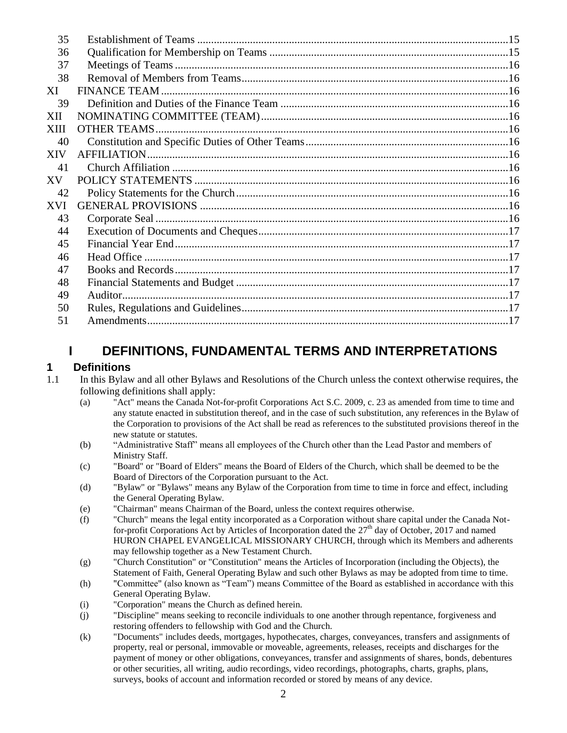| | | |
|---|---|---|
| 35 | Establishment of Teams | 15 |
| 36 | Qualification for Membership on Teams | 15 |
| 37 | Meetings of Teams | 16 |
| 38 | Removal of Members from Teams | 16 |
| XI | FINANCE TEAM | 16 |
| 39 | Definition and Duties of the Finance Team | 16 |
| XII | NOMINATING COMMITTEE (TEAM) | 16 |
| XIII | OTHER TEAMS | 16 |
| 40 | Constitution and Specific Duties of Other Teams | 16 |
| XIV | AFFILIATION | 16 |
| 41 | Church Affiliation | 16 |
| XV | POLICY STATEMENTS | 16 |
| 42 | Policy Statements for the Church | 16 |
| XVI | GENERAL PROVISIONS | 16 |
| 43 | Corporate Seal | 16 |
| 44 | Execution of Documents and Cheques | 17 |
| 45 | Financial Year End | 17 |
| 46 | Head Office | 17 |
| 47 | Books and Records | 17 |
| 48 | Financial Statements and Budget | 17 |
| 49 | Auditor | 17 |
| 50 | Rules, Regulations and Guidelines | 17 |
| 51 | Amendments | 17 |

# I DEFINITIONS, FUNDAMENTAL TERMS AND INTERPRETATIONS

## 1 Definitions

1.1 In this Bylaw and all other Bylaws and Resolutions of the Church unless the context otherwise requires, the following definitions shall apply:

(a) "Act" means the Canada Not-for-profit Corporations Act S.C. 2009, c. 23 as amended from time to time and any statute enacted in substitution thereof, and in the case of such substitution, any references in the Bylaw of the Corporation to provisions of the Act shall be read as references to the substituted provisions thereof in the new statute or statutes.

(b) "Administrative Staff" means all employees of the Church other than the Lead Pastor and members of Ministry Staff.

(c) "Board" or "Board of Elders" means the Board of Elders of the Church, which shall be deemed to be the Board of Directors of the Corporation pursuant to the Act.

(d) "Bylaw" or "Bylaws" means any Bylaw of the Corporation from time to time in force and effect, including the General Operating Bylaw.

(e) "Chairman" means Chairman of the Board, unless the context requires otherwise.

(f) "Church" means the legal entity incorporated as a Corporation without share capital under the Canada Not-for-profit Corporations Act by Articles of Incorporation dated the 27th day of October, 2017 and named HURON CHAPEL EVANGELICAL MISSIONARY CHURCH, through which its Members and adherents may fellowship together as a New Testament Church.

(g) "Church Constitution" or "Constitution" means the Articles of Incorporation (including the Objects), the Statement of Faith, General Operating Bylaw and such other Bylaws as may be adopted from time to time.

(h) "Committee" (also known as "Team") means Committee of the Board as established in accordance with this General Operating Bylaw.

(i) "Corporation" means the Church as defined herein.

(j) "Discipline" means seeking to reconcile individuals to one another through repentance, forgiveness and restoring offenders to fellowship with God and the Church.

(k) "Documents" includes deeds, mortgages, hypothecates, charges, conveyances, transfers and assignments of property, real or personal, immovable or moveable, agreements, releases, receipts and discharges for the payment of money or other obligations, conveyances, transfer and assignments of shares, bonds, debentures or other securities, all writing, audio recordings, video recordings, photographs, charts, graphs, plans, surveys, books of account and information recorded or stored by means of any device.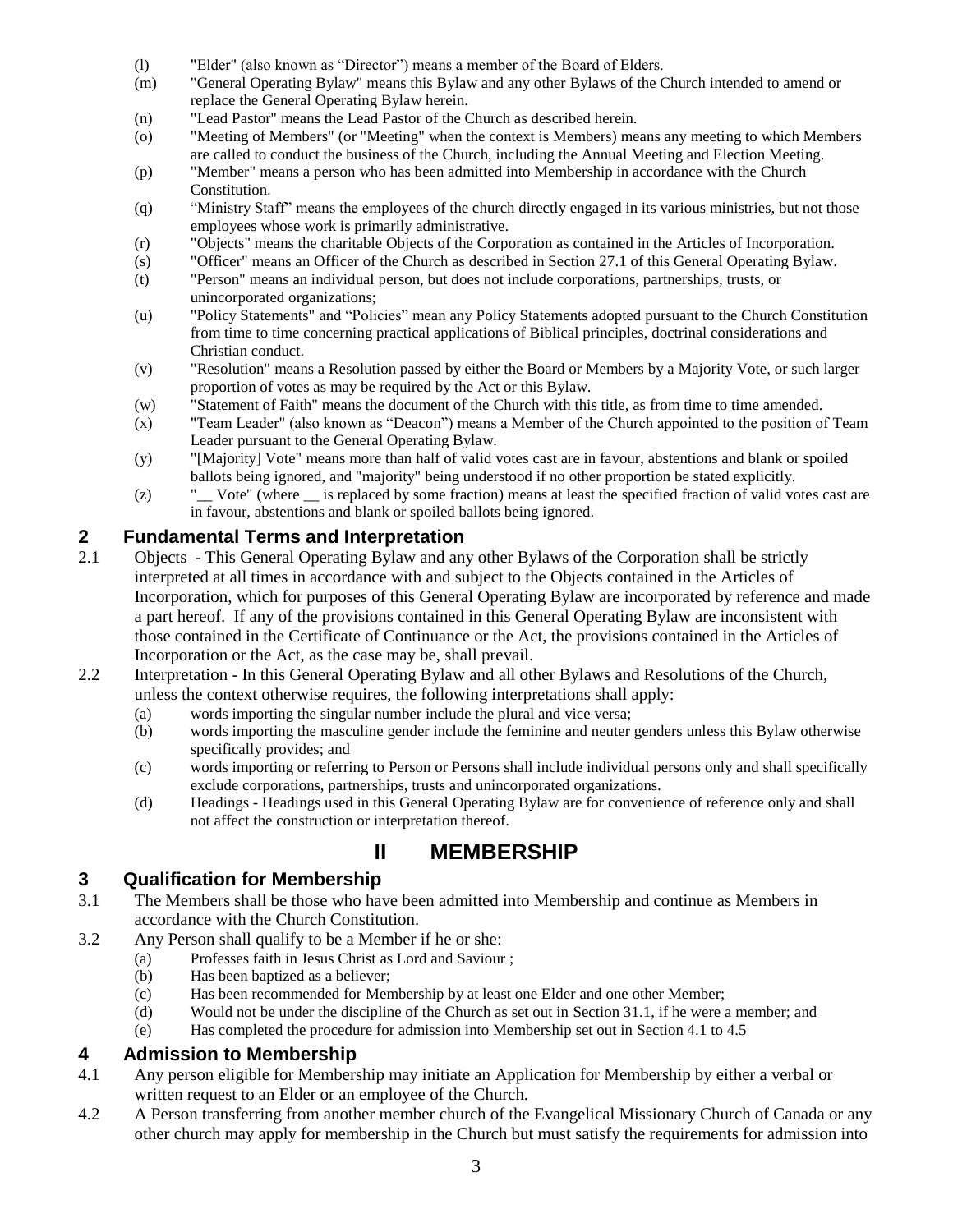(l) "Elder" (also known as "Director") means a member of the Board of Elders.
(m) "General Operating Bylaw" means this Bylaw and any other Bylaws of the Church intended to amend or replace the General Operating Bylaw herein.
(n) "Lead Pastor" means the Lead Pastor of the Church as described herein.
(o) "Meeting of Members" (or "Meeting" when the context is Members) means any meeting to which Members are called to conduct the business of the Church, including the Annual Meeting and Election Meeting.
(p) "Member" means a person who has been admitted into Membership in accordance with the Church Constitution.
(q) "Ministry Staff" means the employees of the church directly engaged in its various ministries, but not those employees whose work is primarily administrative.
(r) "Objects" means the charitable Objects of the Corporation as contained in the Articles of Incorporation.
(s) "Officer" means an Officer of the Church as described in Section 27.1 of this General Operating Bylaw.
(t) "Person" means an individual person, but does not include corporations, partnerships, trusts, or unincorporated organizations;
(u) "Policy Statements" and "Policies" mean any Policy Statements adopted pursuant to the Church Constitution from time to time concerning practical applications of Biblical principles, doctrinal considerations and Christian conduct.
(v) "Resolution" means a Resolution passed by either the Board or Members by a Majority Vote, or such larger proportion of votes as may be required by the Act or this Bylaw.
(w) "Statement of Faith" means the document of the Church with this title, as from time to time amended.
(x) "Team Leader" (also known as "Deacon") means a Member of the Church appointed to the position of Team Leader pursuant to the General Operating Bylaw.
(y) "[Majority] Vote" means more than half of valid votes cast are in favour, abstentions and blank or spoiled ballots being ignored, and "majority" being understood if no other proportion be stated explicitly.
(z) "__ Vote" (where __ is replaced by some fraction) means at least the specified fraction of valid votes cast are in favour, abstentions and blank or spoiled ballots being ignored.

## 2 Fundamental Terms and Interpretation

2.1 Objects - This General Operating Bylaw and any other Bylaws of the Corporation shall be strictly interpreted at all times in accordance with and subject to the Objects contained in the Articles of Incorporation, which for purposes of this General Operating Bylaw are incorporated by reference and made a part hereof. If any of the provisions contained in this General Operating Bylaw are inconsistent with those contained in the Certificate of Continuance or the Act, the provisions contained in the Articles of Incorporation or the Act, as the case may be, shall prevail.

2.2 Interpretation - In this General Operating Bylaw and all other Bylaws and Resolutions of the Church, unless the context otherwise requires, the following interpretations shall apply:

(a) words importing the singular number include the plural and vice versa;
(b) words importing the masculine gender include the feminine and neuter genders unless this Bylaw otherwise specifically provides; and
(c) words importing or referring to Person or Persons shall include individual persons only and shall specifically exclude corporations, partnerships, trusts and unincorporated organizations.
(d) Headings - Headings used in this General Operating Bylaw are for convenience of reference only and shall not affect the construction or interpretation thereof.

# II MEMBERSHIP

## 3 Qualification for Membership

3.1 The Members shall be those who have been admitted into Membership and continue as Members in accordance with the Church Constitution.

3.2 Any Person shall qualify to be a Member if he or she:

(a) Professes faith in Jesus Christ as Lord and Saviour ;
(b) Has been baptized as a believer;
(c) Has been recommended for Membership by at least one Elder and one other Member;
(d) Would not be under the discipline of the Church as set out in Section 31.1, if he were a member; and
(e) Has completed the procedure for admission into Membership set out in Section 4.1 to 4.5

## 4 Admission to Membership

4.1 Any person eligible for Membership may initiate an Application for Membership by either a verbal or written request to an Elder or an employee of the Church.

4.2 A Person transferring from another member church of the Evangelical Missionary Church of Canada or any other church may apply for membership in the Church but must satisfy the requirements for admission into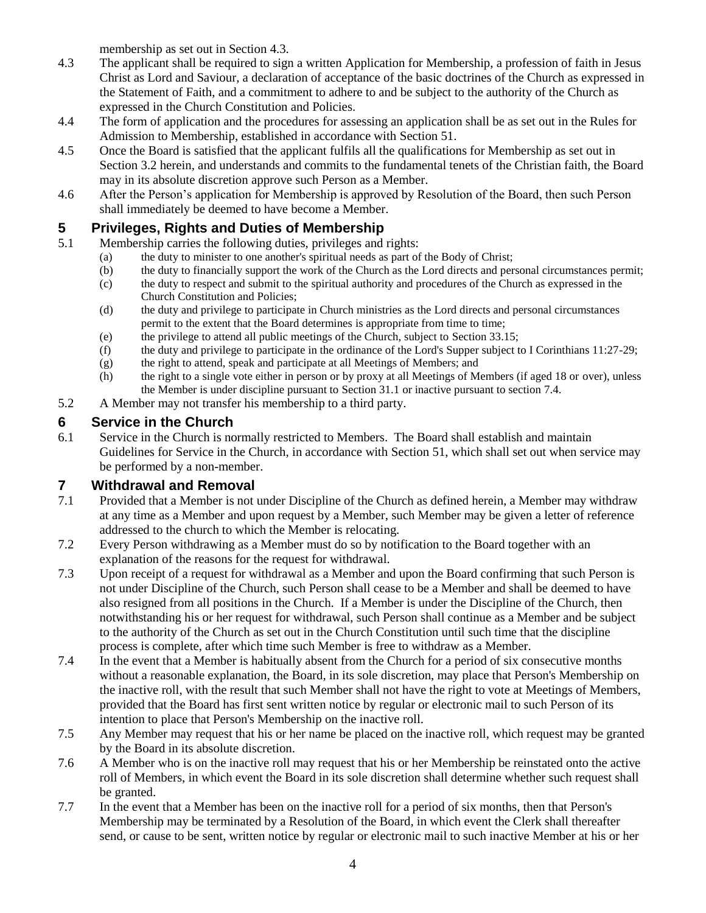membership as set out in Section 4.3.

4.3 The applicant shall be required to sign a written Application for Membership, a profession of faith in Jesus Christ as Lord and Saviour, a declaration of acceptance of the basic doctrines of the Church as expressed in the Statement of Faith, and a commitment to adhere to and be subject to the authority of the Church as expressed in the Church Constitution and Policies.

4.4 The form of application and the procedures for assessing an application shall be as set out in the Rules for Admission to Membership, established in accordance with Section 51.

4.5 Once the Board is satisfied that the applicant fulfils all the qualifications for Membership as set out in Section 3.2 herein, and understands and commits to the fundamental tenets of the Christian faith, the Board may in its absolute discretion approve such Person as a Member.

4.6 After the Person's application for Membership is approved by Resolution of the Board, then such Person shall immediately be deemed to have become a Member.

## 5 Privileges, Rights and Duties of Membership

5.1 Membership carries the following duties, privileges and rights:

- (a) the duty to minister to one another's spiritual needs as part of the Body of Christ;
- (b) the duty to financially support the work of the Church as the Lord directs and personal circumstances permit;
- (c) the duty to respect and submit to the spiritual authority and procedures of the Church as expressed in the Church Constitution and Policies;
- (d) the duty and privilege to participate in Church ministries as the Lord directs and personal circumstances permit to the extent that the Board determines is appropriate from time to time;
- (e) the privilege to attend all public meetings of the Church, subject to Section 33.15;
- (f) the duty and privilege to participate in the ordinance of the Lord's Supper subject to I Corinthians 11:27-29;
- (g) the right to attend, speak and participate at all Meetings of Members; and
- (h) the right to a single vote either in person or by proxy at all Meetings of Members (if aged 18 or over), unless the Member is under discipline pursuant to Section 31.1 or inactive pursuant to section 7.4.

5.2 A Member may not transfer his membership to a third party.

## 6 Service in the Church

6.1 Service in the Church is normally restricted to Members. The Board shall establish and maintain Guidelines for Service in the Church, in accordance with Section 51, which shall set out when service may be performed by a non-member.

## 7 Withdrawal and Removal

7.1 Provided that a Member is not under Discipline of the Church as defined herein, a Member may withdraw at any time as a Member and upon request by a Member, such Member may be given a letter of reference addressed to the church to which the Member is relocating.

7.2 Every Person withdrawing as a Member must do so by notification to the Board together with an explanation of the reasons for the request for withdrawal.

7.3 Upon receipt of a request for withdrawal as a Member and upon the Board confirming that such Person is not under Discipline of the Church, such Person shall cease to be a Member and shall be deemed to have also resigned from all positions in the Church. If a Member is under the Discipline of the Church, then notwithstanding his or her request for withdrawal, such Person shall continue as a Member and be subject to the authority of the Church as set out in the Church Constitution until such time that the discipline process is complete, after which time such Member is free to withdraw as a Member.

7.4 In the event that a Member is habitually absent from the Church for a period of six consecutive months without a reasonable explanation, the Board, in its sole discretion, may place that Person's Membership on the inactive roll, with the result that such Member shall not have the right to vote at Meetings of Members, provided that the Board has first sent written notice by regular or electronic mail to such Person of its intention to place that Person's Membership on the inactive roll.

7.5 Any Member may request that his or her name be placed on the inactive roll, which request may be granted by the Board in its absolute discretion.

7.6 A Member who is on the inactive roll may request that his or her Membership be reinstated onto the active roll of Members, in which event the Board in its sole discretion shall determine whether such request shall be granted.

7.7 In the event that a Member has been on the inactive roll for a period of six months, then that Person's Membership may be terminated by a Resolution of the Board, in which event the Clerk shall thereafter send, or cause to be sent, written notice by regular or electronic mail to such inactive Member at his or her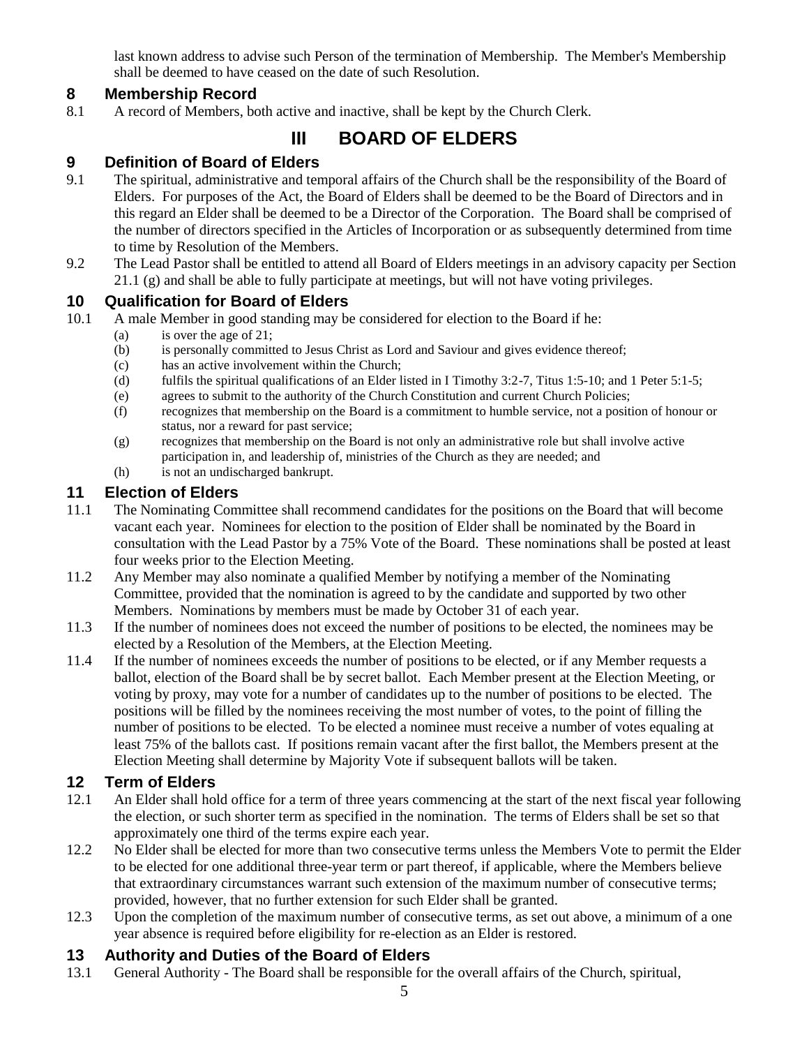last known address to advise such Person of the termination of Membership. The Member's Membership shall be deemed to have ceased on the date of such Resolution.

## 8 Membership Record

8.1 A record of Members, both active and inactive, shall be kept by the Church Clerk.

# III BOARD OF ELDERS

## 9 Definition of Board of Elders

9.1 The spiritual, administrative and temporal affairs of the Church shall be the responsibility of the Board of Elders. For purposes of the Act, the Board of Elders shall be deemed to be the Board of Directors and in this regard an Elder shall be deemed to be a Director of the Corporation. The Board shall be comprised of the number of directors specified in the Articles of Incorporation or as subsequently determined from time to time by Resolution of the Members.

9.2 The Lead Pastor shall be entitled to attend all Board of Elders meetings in an advisory capacity per Section 21.1 (g) and shall be able to fully participate at meetings, but will not have voting privileges.

## 10 Qualification for Board of Elders

10.1 A male Member in good standing may be considered for election to the Board if he:

- (a) is over the age of 21;
- (b) is personally committed to Jesus Christ as Lord and Saviour and gives evidence thereof;
- (c) has an active involvement within the Church;
- (d) fulfils the spiritual qualifications of an Elder listed in I Timothy 3:2-7, Titus 1:5-10; and 1 Peter 5:1-5;
- (e) agrees to submit to the authority of the Church Constitution and current Church Policies;
- (f) recognizes that membership on the Board is a commitment to humble service, not a position of honour or status, nor a reward for past service;
- (g) recognizes that membership on the Board is not only an administrative role but shall involve active participation in, and leadership of, ministries of the Church as they are needed; and
- (h) is not an undischarged bankrupt.

## 11 Election of Elders

11.1 The Nominating Committee shall recommend candidates for the positions on the Board that will become vacant each year. Nominees for election to the position of Elder shall be nominated by the Board in consultation with the Lead Pastor by a 75% Vote of the Board. These nominations shall be posted at least four weeks prior to the Election Meeting.

11.2 Any Member may also nominate a qualified Member by notifying a member of the Nominating Committee, provided that the nomination is agreed to by the candidate and supported by two other Members. Nominations by members must be made by October 31 of each year.

11.3 If the number of nominees does not exceed the number of positions to be elected, the nominees may be elected by a Resolution of the Members, at the Election Meeting.

11.4 If the number of nominees exceeds the number of positions to be elected, or if any Member requests a ballot, election of the Board shall be by secret ballot. Each Member present at the Election Meeting, or voting by proxy, may vote for a number of candidates up to the number of positions to be elected. The positions will be filled by the nominees receiving the most number of votes, to the point of filling the number of positions to be elected. To be elected a nominee must receive a number of votes equaling at least 75% of the ballots cast. If positions remain vacant after the first ballot, the Members present at the Election Meeting shall determine by Majority Vote if subsequent ballots will be taken.

## 12 Term of Elders

12.1 An Elder shall hold office for a term of three years commencing at the start of the next fiscal year following the election, or such shorter term as specified in the nomination. The terms of Elders shall be set so that approximately one third of the terms expire each year.

12.2 No Elder shall be elected for more than two consecutive terms unless the Members Vote to permit the Elder to be elected for one additional three-year term or part thereof, if applicable, where the Members believe that extraordinary circumstances warrant such extension of the maximum number of consecutive terms; provided, however, that no further extension for such Elder shall be granted.

12.3 Upon the completion of the maximum number of consecutive terms, as set out above, a minimum of a one year absence is required before eligibility for re-election as an Elder is restored.

## 13 Authority and Duties of the Board of Elders

13.1 General Authority - The Board shall be responsible for the overall affairs of the Church, spiritual,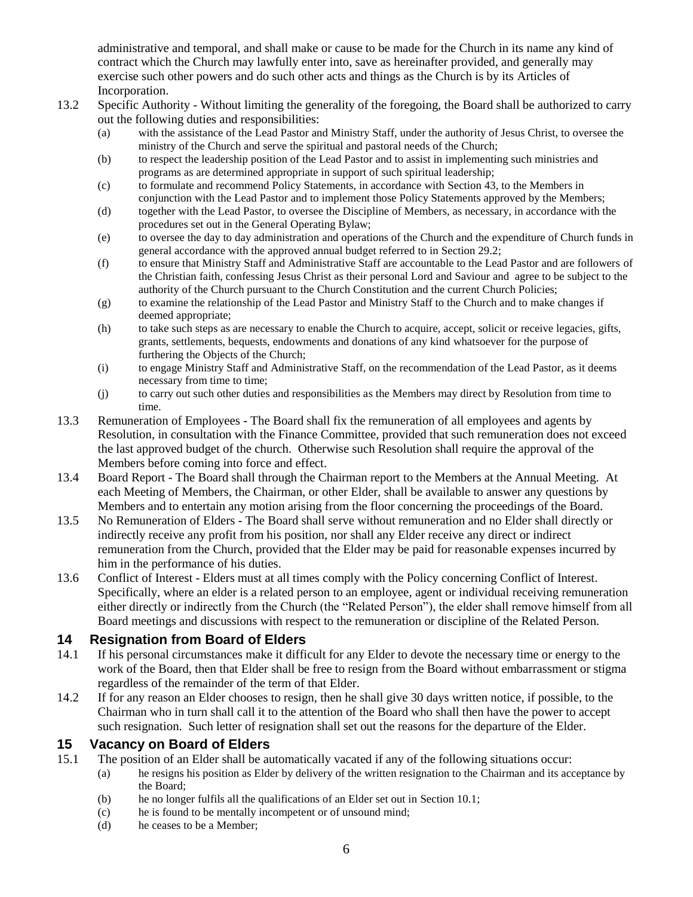administrative and temporal, and shall make or cause to be made for the Church in its name any kind of contract which the Church may lawfully enter into, save as hereinafter provided, and generally may exercise such other powers and do such other acts and things as the Church is by its Articles of Incorporation.

13.2 Specific Authority - Without limiting the generality of the foregoing, the Board shall be authorized to carry out the following duties and responsibilities:

(a) with the assistance of the Lead Pastor and Ministry Staff, under the authority of Jesus Christ, to oversee the ministry of the Church and serve the spiritual and pastoral needs of the Church;

(b) to respect the leadership position of the Lead Pastor and to assist in implementing such ministries and programs as are determined appropriate in support of such spiritual leadership;

(c) to formulate and recommend Policy Statements, in accordance with Section 43, to the Members in conjunction with the Lead Pastor and to implement those Policy Statements approved by the Members;

(d) together with the Lead Pastor, to oversee the Discipline of Members, as necessary, in accordance with the procedures set out in the General Operating Bylaw;

(e) to oversee the day to day administration and operations of the Church and the expenditure of Church funds in general accordance with the approved annual budget referred to in Section 29.2;

(f) to ensure that Ministry Staff and Administrative Staff are accountable to the Lead Pastor and are followers of the Christian faith, confessing Jesus Christ as their personal Lord and Saviour and agree to be subject to the authority of the Church pursuant to the Church Constitution and the current Church Policies;

(g) to examine the relationship of the Lead Pastor and Ministry Staff to the Church and to make changes if deemed appropriate;

(h) to take such steps as are necessary to enable the Church to acquire, accept, solicit or receive legacies, gifts, grants, settlements, bequests, endowments and donations of any kind whatsoever for the purpose of furthering the Objects of the Church;

(i) to engage Ministry Staff and Administrative Staff, on the recommendation of the Lead Pastor, as it deems necessary from time to time;

(j) to carry out such other duties and responsibilities as the Members may direct by Resolution from time to time.

13.3 Remuneration of Employees - The Board shall fix the remuneration of all employees and agents by Resolution, in consultation with the Finance Committee, provided that such remuneration does not exceed the last approved budget of the church. Otherwise such Resolution shall require the approval of the Members before coming into force and effect.

13.4 Board Report - The Board shall through the Chairman report to the Members at the Annual Meeting. At each Meeting of Members, the Chairman, or other Elder, shall be available to answer any questions by Members and to entertain any motion arising from the floor concerning the proceedings of the Board.

13.5 No Remuneration of Elders - The Board shall serve without remuneration and no Elder shall directly or indirectly receive any profit from his position, nor shall any Elder receive any direct or indirect remuneration from the Church, provided that the Elder may be paid for reasonable expenses incurred by him in the performance of his duties.

13.6 Conflict of Interest - Elders must at all times comply with the Policy concerning Conflict of Interest. Specifically, where an elder is a related person to an employee, agent or individual receiving remuneration either directly or indirectly from the Church (the "Related Person"), the elder shall remove himself from all Board meetings and discussions with respect to the remuneration or discipline of the Related Person.

## 14 Resignation from Board of Elders

14.1 If his personal circumstances make it difficult for any Elder to devote the necessary time or energy to the work of the Board, then that Elder shall be free to resign from the Board without embarrassment or stigma regardless of the remainder of the term of that Elder.

14.2 If for any reason an Elder chooses to resign, then he shall give 30 days written notice, if possible, to the Chairman who in turn shall call it to the attention of the Board who shall then have the power to accept such resignation. Such letter of resignation shall set out the reasons for the departure of the Elder.

## 15 Vacancy on Board of Elders

15.1 The position of an Elder shall be automatically vacated if any of the following situations occur:

(a) he resigns his position as Elder by delivery of the written resignation to the Chairman and its acceptance by the Board;

(b) he no longer fulfils all the qualifications of an Elder set out in Section 10.1;

(c) he is found to be mentally incompetent or of unsound mind;

(d) he ceases to be a Member;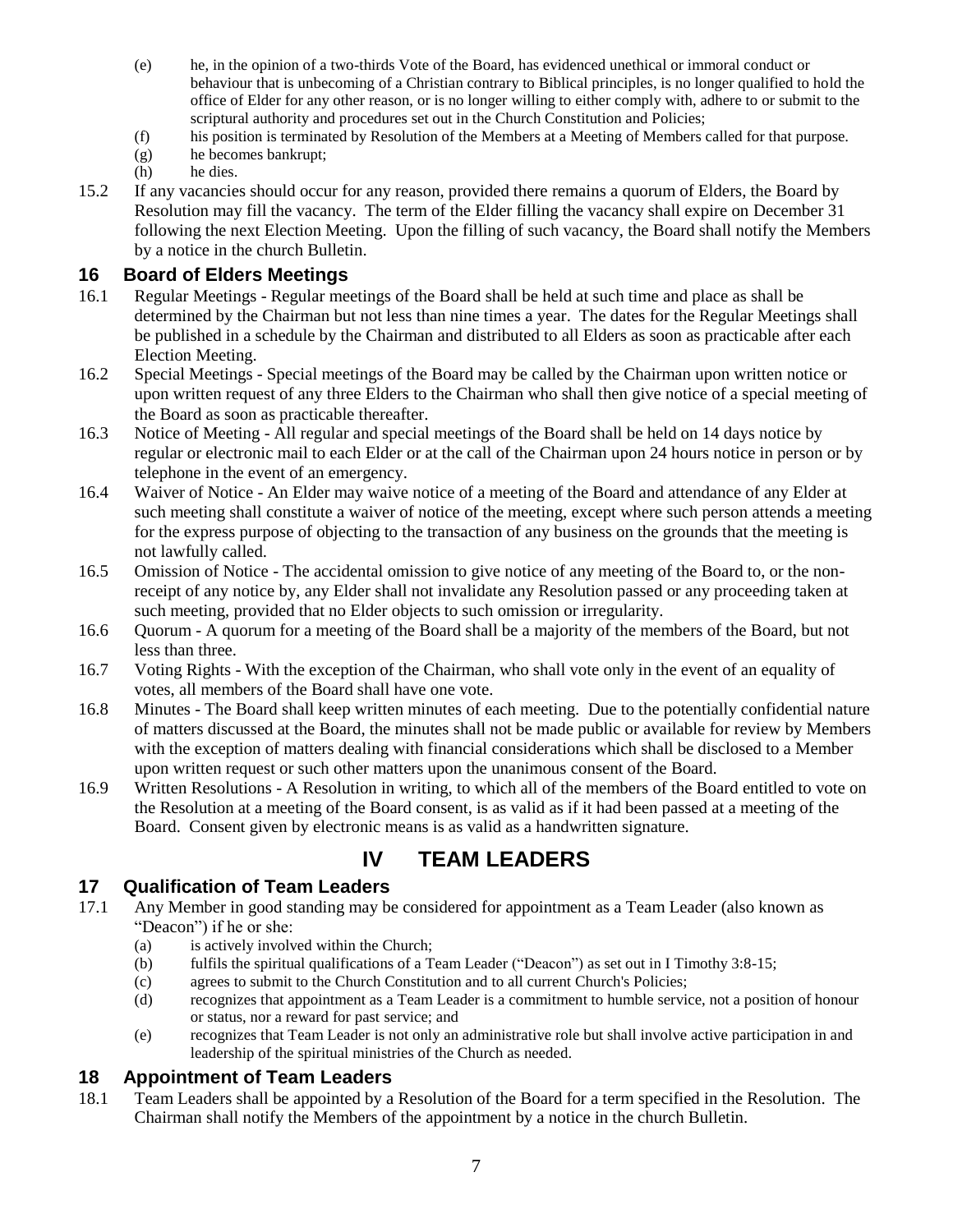(e) he, in the opinion of a two-thirds Vote of the Board, has evidenced unethical or immoral conduct or behaviour that is unbecoming of a Christian contrary to Biblical principles, is no longer qualified to hold the office of Elder for any other reason, or is no longer willing to either comply with, adhere to or submit to the scriptural authority and procedures set out in the Church Constitution and Policies;

(f) his position is terminated by Resolution of the Members at a Meeting of Members called for that purpose.

(g) he becomes bankrupt;

(h) he dies.

15.2 If any vacancies should occur for any reason, provided there remains a quorum of Elders, the Board by Resolution may fill the vacancy. The term of the Elder filling the vacancy shall expire on December 31 following the next Election Meeting. Upon the filling of such vacancy, the Board shall notify the Members by a notice in the church Bulletin.

## 16 Board of Elders Meetings

16.1 Regular Meetings - Regular meetings of the Board shall be held at such time and place as shall be determined by the Chairman but not less than nine times a year. The dates for the Regular Meetings shall be published in a schedule by the Chairman and distributed to all Elders as soon as practicable after each Election Meeting.

16.2 Special Meetings - Special meetings of the Board may be called by the Chairman upon written notice or upon written request of any three Elders to the Chairman who shall then give notice of a special meeting of the Board as soon as practicable thereafter.

16.3 Notice of Meeting - All regular and special meetings of the Board shall be held on 14 days notice by regular or electronic mail to each Elder or at the call of the Chairman upon 24 hours notice in person or by telephone in the event of an emergency.

16.4 Waiver of Notice - An Elder may waive notice of a meeting of the Board and attendance of any Elder at such meeting shall constitute a waiver of notice of the meeting, except where such person attends a meeting for the express purpose of objecting to the transaction of any business on the grounds that the meeting is not lawfully called.

16.5 Omission of Notice - The accidental omission to give notice of any meeting of the Board to, or the non-receipt of any notice by, any Elder shall not invalidate any Resolution passed or any proceeding taken at such meeting, provided that no Elder objects to such omission or irregularity.

16.6 Quorum - A quorum for a meeting of the Board shall be a majority of the members of the Board, but not less than three.

16.7 Voting Rights - With the exception of the Chairman, who shall vote only in the event of an equality of votes, all members of the Board shall have one vote.

16.8 Minutes - The Board shall keep written minutes of each meeting. Due to the potentially confidential nature of matters discussed at the Board, the minutes shall not be made public or available for review by Members with the exception of matters dealing with financial considerations which shall be disclosed to a Member upon written request or such other matters upon the unanimous consent of the Board.

16.9 Written Resolutions - A Resolution in writing, to which all of the members of the Board entitled to vote on the Resolution at a meeting of the Board consent, is as valid as if it had been passed at a meeting of the Board. Consent given by electronic means is as valid as a handwritten signature.

# IV TEAM LEADERS

## 17 Qualification of Team Leaders

17.1 Any Member in good standing may be considered for appointment as a Team Leader (also known as "Deacon") if he or she:

(a) is actively involved within the Church;

(b) fulfils the spiritual qualifications of a Team Leader ("Deacon") as set out in I Timothy 3:8-15;

(c) agrees to submit to the Church Constitution and to all current Church's Policies;

(d) recognizes that appointment as a Team Leader is a commitment to humble service, not a position of honour or status, nor a reward for past service; and

(e) recognizes that Team Leader is not only an administrative role but shall involve active participation in and leadership of the spiritual ministries of the Church as needed.

## 18 Appointment of Team Leaders

18.1 Team Leaders shall be appointed by a Resolution of the Board for a term specified in the Resolution. The Chairman shall notify the Members of the appointment by a notice in the church Bulletin.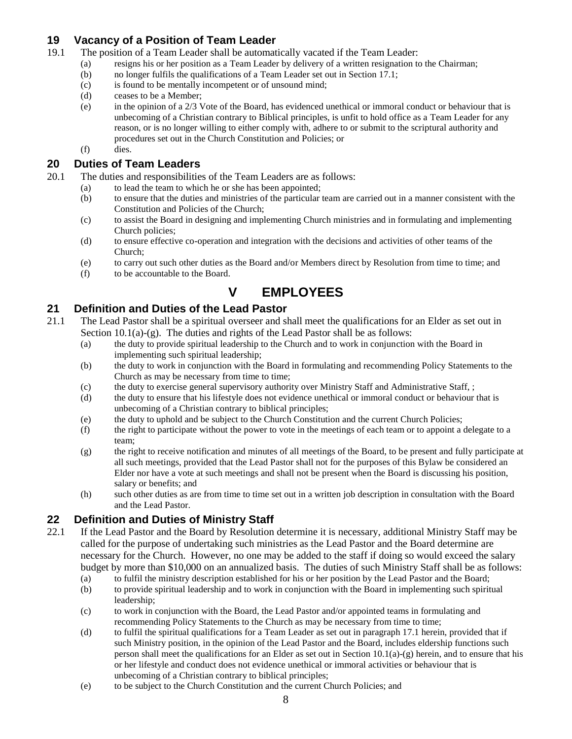## 19 Vacancy of a Position of Team Leader

19.1 The position of a Team Leader shall be automatically vacated if the Team Leader:

- (a) resigns his or her position as a Team Leader by delivery of a written resignation to the Chairman;
- (b) no longer fulfils the qualifications of a Team Leader set out in Section 17.1;
- (c) is found to be mentally incompetent or of unsound mind;
- (d) ceases to be a Member;
- (e) in the opinion of a 2/3 Vote of the Board, has evidenced unethical or immoral conduct or behaviour that is unbecoming of a Christian contrary to Biblical principles, is unfit to hold office as a Team Leader for any reason, or is no longer willing to either comply with, adhere to or submit to the scriptural authority and procedures set out in the Church Constitution and Policies; or
- (f) dies.

## 20 Duties of Team Leaders

20.1 The duties and responsibilities of the Team Leaders are as follows:

- (a) to lead the team to which he or she has been appointed;
- (b) to ensure that the duties and ministries of the particular team are carried out in a manner consistent with the Constitution and Policies of the Church;
- (c) to assist the Board in designing and implementing Church ministries and in formulating and implementing Church policies;
- (d) to ensure effective co-operation and integration with the decisions and activities of other teams of the Church;
- (e) to carry out such other duties as the Board and/or Members direct by Resolution from time to time; and
- (f) to be accountable to the Board.

# V EMPLOYEES

## 21 Definition and Duties of the Lead Pastor

21.1 The Lead Pastor shall be a spiritual overseer and shall meet the qualifications for an Elder as set out in Section 10.1(a)-(g). The duties and rights of the Lead Pastor shall be as follows:

- (a) the duty to provide spiritual leadership to the Church and to work in conjunction with the Board in implementing such spiritual leadership;
- (b) the duty to work in conjunction with the Board in formulating and recommending Policy Statements to the Church as may be necessary from time to time;
- (c) the duty to exercise general supervisory authority over Ministry Staff and Administrative Staff, ;
- (d) the duty to ensure that his lifestyle does not evidence unethical or immoral conduct or behaviour that is unbecoming of a Christian contrary to biblical principles;
- (e) the duty to uphold and be subject to the Church Constitution and the current Church Policies;
- (f) the right to participate without the power to vote in the meetings of each team or to appoint a delegate to a team;
- (g) the right to receive notification and minutes of all meetings of the Board, to be present and fully participate at all such meetings, provided that the Lead Pastor shall not for the purposes of this Bylaw be considered an Elder nor have a vote at such meetings and shall not be present when the Board is discussing his position, salary or benefits; and
- (h) such other duties as are from time to time set out in a written job description in consultation with the Board and the Lead Pastor.

## 22 Definition and Duties of Ministry Staff

22.1 If the Lead Pastor and the Board by Resolution determine it is necessary, additional Ministry Staff may be called for the purpose of undertaking such ministries as the Lead Pastor and the Board determine are necessary for the Church. However, no one may be added to the staff if doing so would exceed the salary budget by more than $10,000 on an annualized basis. The duties of such Ministry Staff shall be as follows:

- (a) to fulfil the ministry description established for his or her position by the Lead Pastor and the Board;
- (b) to provide spiritual leadership and to work in conjunction with the Board in implementing such spiritual leadership;
- (c) to work in conjunction with the Board, the Lead Pastor and/or appointed teams in formulating and recommending Policy Statements to the Church as may be necessary from time to time;
- (d) to fulfil the spiritual qualifications for a Team Leader as set out in paragraph 17.1 herein, provided that if such Ministry position, in the opinion of the Lead Pastor and the Board, includes eldership functions such person shall meet the qualifications for an Elder as set out in Section 10.1(a)-(g) herein, and to ensure that his or her lifestyle and conduct does not evidence unethical or immoral activities or behaviour that is unbecoming of a Christian contrary to biblical principles;
- (e) to be subject to the Church Constitution and the current Church Policies; and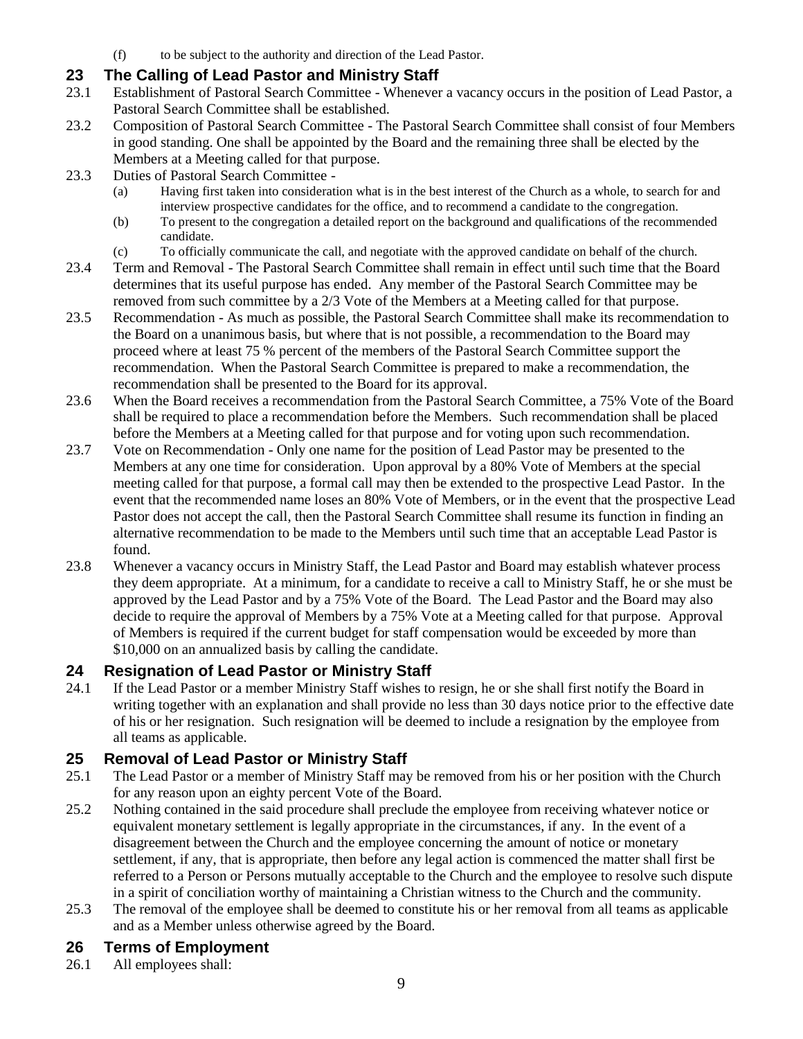(f) to be subject to the authority and direction of the Lead Pastor.

## 23 The Calling of Lead Pastor and Ministry Staff

23.1 Establishment of Pastoral Search Committee - Whenever a vacancy occurs in the position of Lead Pastor, a Pastoral Search Committee shall be established.

23.2 Composition of Pastoral Search Committee - The Pastoral Search Committee shall consist of four Members in good standing. One shall be appointed by the Board and the remaining three shall be elected by the Members at a Meeting called for that purpose.

23.3 Duties of Pastoral Search Committee -

(a) Having first taken into consideration what is in the best interest of the Church as a whole, to search for and interview prospective candidates for the office, and to recommend a candidate to the congregation.

(b) To present to the congregation a detailed report on the background and qualifications of the recommended candidate.

(c) To officially communicate the call, and negotiate with the approved candidate on behalf of the church.

23.4 Term and Removal - The Pastoral Search Committee shall remain in effect until such time that the Board determines that its useful purpose has ended. Any member of the Pastoral Search Committee may be removed from such committee by a 2/3 Vote of the Members at a Meeting called for that purpose.

23.5 Recommendation - As much as possible, the Pastoral Search Committee shall make its recommendation to the Board on a unanimous basis, but where that is not possible, a recommendation to the Board may proceed where at least 75 % percent of the members of the Pastoral Search Committee support the recommendation. When the Pastoral Search Committee is prepared to make a recommendation, the recommendation shall be presented to the Board for its approval.

23.6 When the Board receives a recommendation from the Pastoral Search Committee, a 75% Vote of the Board shall be required to place a recommendation before the Members. Such recommendation shall be placed before the Members at a Meeting called for that purpose and for voting upon such recommendation.

23.7 Vote on Recommendation - Only one name for the position of Lead Pastor may be presented to the Members at any one time for consideration. Upon approval by a 80% Vote of Members at the special meeting called for that purpose, a formal call may then be extended to the prospective Lead Pastor. In the event that the recommended name loses an 80% Vote of Members, or in the event that the prospective Lead Pastor does not accept the call, then the Pastoral Search Committee shall resume its function in finding an alternative recommendation to be made to the Members until such time that an acceptable Lead Pastor is found.

23.8 Whenever a vacancy occurs in Ministry Staff, the Lead Pastor and Board may establish whatever process they deem appropriate. At a minimum, for a candidate to receive a call to Ministry Staff, he or she must be approved by the Lead Pastor and by a 75% Vote of the Board. The Lead Pastor and the Board may also decide to require the approval of Members by a 75% Vote at a Meeting called for that purpose. Approval of Members is required if the current budget for staff compensation would be exceeded by more than $10,000 on an annualized basis by calling the candidate.

## 24 Resignation of Lead Pastor or Ministry Staff

24.1 If the Lead Pastor or a member Ministry Staff wishes to resign, he or she shall first notify the Board in writing together with an explanation and shall provide no less than 30 days notice prior to the effective date of his or her resignation. Such resignation will be deemed to include a resignation by the employee from all teams as applicable.

## 25 Removal of Lead Pastor or Ministry Staff

25.1 The Lead Pastor or a member of Ministry Staff may be removed from his or her position with the Church for any reason upon an eighty percent Vote of the Board.

25.2 Nothing contained in the said procedure shall preclude the employee from receiving whatever notice or equivalent monetary settlement is legally appropriate in the circumstances, if any. In the event of a disagreement between the Church and the employee concerning the amount of notice or monetary settlement, if any, that is appropriate, then before any legal action is commenced the matter shall first be referred to a Person or Persons mutually acceptable to the Church and the employee to resolve such dispute in a spirit of conciliation worthy of maintaining a Christian witness to the Church and the community.

25.3 The removal of the employee shall be deemed to constitute his or her removal from all teams as applicable and as a Member unless otherwise agreed by the Board.

## 26 Terms of Employment

26.1 All employees shall: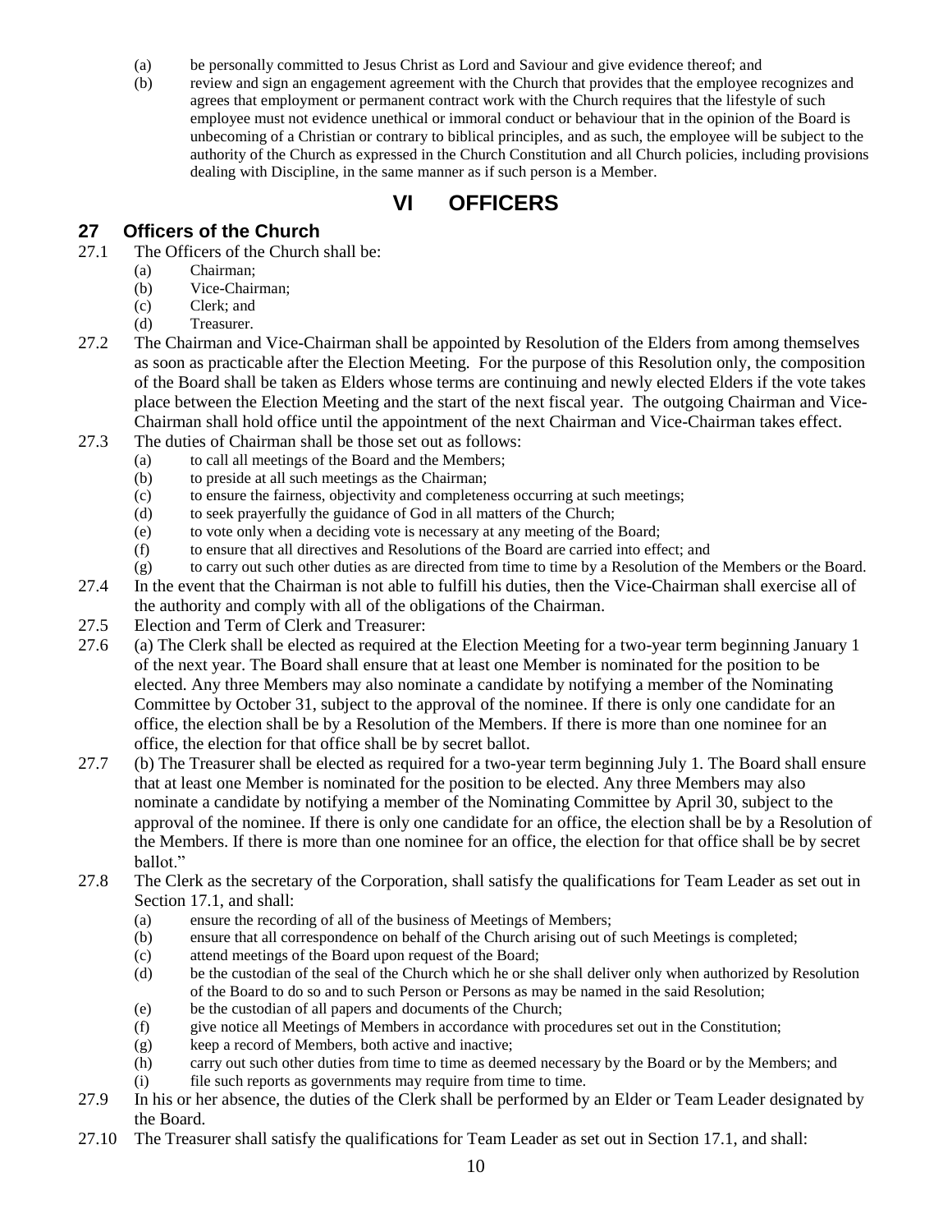(a) be personally committed to Jesus Christ as Lord and Saviour and give evidence thereof; and

(b) review and sign an engagement agreement with the Church that provides that the employee recognizes and agrees that employment or permanent contract work with the Church requires that the lifestyle of such employee must not evidence unethical or immoral conduct or behaviour that in the opinion of the Board is unbecoming of a Christian or contrary to biblical principles, and as such, the employee will be subject to the authority of the Church as expressed in the Church Constitution and all Church policies, including provisions dealing with Discipline, in the same manner as if such person is a Member.

# VI OFFICERS

## 27 Officers of the Church

27.1 The Officers of the Church shall be:

- (a) Chairman;
- (b) Vice-Chairman;
- (c) Clerk; and
- (d) Treasurer.

27.2 The Chairman and Vice-Chairman shall be appointed by Resolution of the Elders from among themselves as soon as practicable after the Election Meeting. For the purpose of this Resolution only, the composition of the Board shall be taken as Elders whose terms are continuing and newly elected Elders if the vote takes place between the Election Meeting and the start of the next fiscal year. The outgoing Chairman and Vice-Chairman shall hold office until the appointment of the next Chairman and Vice-Chairman takes effect.

27.3 The duties of Chairman shall be those set out as follows:

- (a) to call all meetings of the Board and the Members;
- (b) to preside at all such meetings as the Chairman;
- (c) to ensure the fairness, objectivity and completeness occurring at such meetings;
- (d) to seek prayerfully the guidance of God in all matters of the Church;
- (e) to vote only when a deciding vote is necessary at any meeting of the Board;
- (f) to ensure that all directives and Resolutions of the Board are carried into effect; and
- (g) to carry out such other duties as are directed from time to time by a Resolution of the Members or the Board.

27.4 In the event that the Chairman is not able to fulfill his duties, then the Vice-Chairman shall exercise all of the authority and comply with all of the obligations of the Chairman.

27.5 Election and Term of Clerk and Treasurer:

27.6 (a) The Clerk shall be elected as required at the Election Meeting for a two-year term beginning January 1 of the next year. The Board shall ensure that at least one Member is nominated for the position to be elected. Any three Members may also nominate a candidate by notifying a member of the Nominating Committee by October 31, subject to the approval of the nominee. If there is only one candidate for an office, the election shall be by a Resolution of the Members. If there is more than one nominee for an office, the election for that office shall be by secret ballot.

27.7 (b) The Treasurer shall be elected as required for a two-year term beginning July 1. The Board shall ensure that at least one Member is nominated for the position to be elected. Any three Members may also nominate a candidate by notifying a member of the Nominating Committee by April 30, subject to the approval of the nominee. If there is only one candidate for an office, the election shall be by a Resolution of the Members. If there is more than one nominee for an office, the election for that office shall be by secret ballot."

27.8 The Clerk as the secretary of the Corporation, shall satisfy the qualifications for Team Leader as set out in Section 17.1, and shall:

- (a) ensure the recording of all of the business of Meetings of Members;
- (b) ensure that all correspondence on behalf of the Church arising out of such Meetings is completed;
- (c) attend meetings of the Board upon request of the Board;
- (d) be the custodian of the seal of the Church which he or she shall deliver only when authorized by Resolution of the Board to do so and to such Person or Persons as may be named in the said Resolution;
- (e) be the custodian of all papers and documents of the Church;
- (f) give notice all Meetings of Members in accordance with procedures set out in the Constitution;
- (g) keep a record of Members, both active and inactive;
- (h) carry out such other duties from time to time as deemed necessary by the Board or by the Members; and
- (i) file such reports as governments may require from time to time.

27.9 In his or her absence, the duties of the Clerk shall be performed by an Elder or Team Leader designated by the Board.

27.10 The Treasurer shall satisfy the qualifications for Team Leader as set out in Section 17.1, and shall: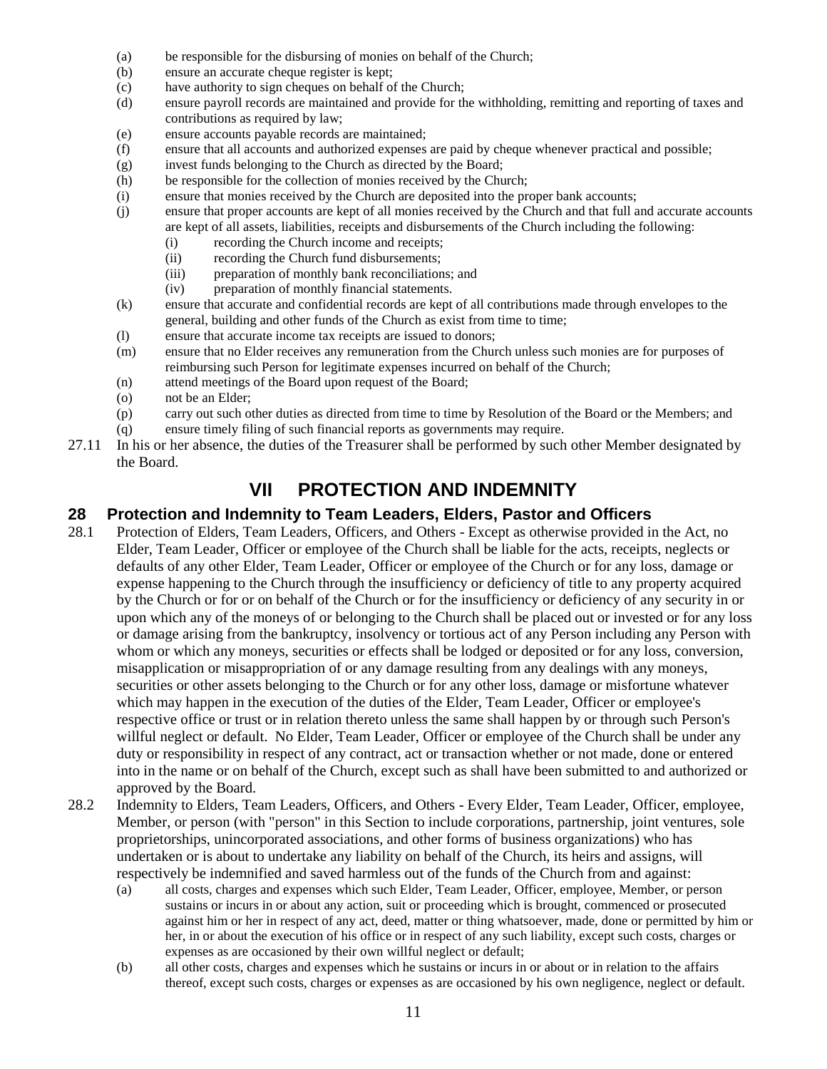(a) be responsible for the disbursing of monies on behalf of the Church;
(b) ensure an accurate cheque register is kept;
(c) have authority to sign cheques on behalf of the Church;
(d) ensure payroll records are maintained and provide for the withholding, remitting and reporting of taxes and contributions as required by law;
(e) ensure accounts payable records are maintained;
(f) ensure that all accounts and authorized expenses are paid by cheque whenever practical and possible;
(g) invest funds belonging to the Church as directed by the Board;
(h) be responsible for the collection of monies received by the Church;
(i) ensure that monies received by the Church are deposited into the proper bank accounts;
(j) ensure that proper accounts are kept of all monies received by the Church and that full and accurate accounts are kept of all assets, liabilities, receipts and disbursements of the Church including the following:
    (i) recording the Church income and receipts;
    (ii) recording the Church fund disbursements;
    (iii) preparation of monthly bank reconciliations; and
    (iv) preparation of monthly financial statements.
(k) ensure that accurate and confidential records are kept of all contributions made through envelopes to the general, building and other funds of the Church as exist from time to time;
(l) ensure that accurate income tax receipts are issued to donors;
(m) ensure that no Elder receives any remuneration from the Church unless such monies are for purposes of reimbursing such Person for legitimate expenses incurred on behalf of the Church;
(n) attend meetings of the Board upon request of the Board;
(o) not be an Elder;
(p) carry out such other duties as directed from time to time by Resolution of the Board or the Members; and
(q) ensure timely filing of such financial reports as governments may require.

27.11 In his or her absence, the duties of the Treasurer shall be performed by such other Member designated by the Board.

# VII PROTECTION AND INDEMNITY

## 28 Protection and Indemnity to Team Leaders, Elders, Pastor and Officers

28.1 Protection of Elders, Team Leaders, Officers, and Others - Except as otherwise provided in the Act, no Elder, Team Leader, Officer or employee of the Church shall be liable for the acts, receipts, neglects or defaults of any other Elder, Team Leader, Officer or employee of the Church or for any loss, damage or expense happening to the Church through the insufficiency or deficiency of title to any property acquired by the Church or for or on behalf of the Church or for the insufficiency or deficiency of any security in or upon which any of the moneys of or belonging to the Church shall be placed out or invested or for any loss or damage arising from the bankruptcy, insolvency or tortious act of any Person including any Person with whom or which any moneys, securities or effects shall be lodged or deposited or for any loss, conversion, misapplication or misappropriation of or any damage resulting from any dealings with any moneys, securities or other assets belonging to the Church or for any other loss, damage or misfortune whatever which may happen in the execution of the duties of the Elder, Team Leader, Officer or employee's respective office or trust or in relation thereto unless the same shall happen by or through such Person's willful neglect or default. No Elder, Team Leader, Officer or employee of the Church shall be under any duty or responsibility in respect of any contract, act or transaction whether or not made, done or entered into in the name or on behalf of the Church, except such as shall have been submitted to and authorized or approved by the Board.

28.2 Indemnity to Elders, Team Leaders, Officers, and Others - Every Elder, Team Leader, Officer, employee, Member, or person (with "person" in this Section to include corporations, partnership, joint ventures, sole proprietorships, unincorporated associations, and other forms of business organizations) who has undertaken or is about to undertake any liability on behalf of the Church, its heirs and assigns, will respectively be indemnified and saved harmless out of the funds of the Church from and against:
(a) all costs, charges and expenses which such Elder, Team Leader, Officer, employee, Member, or person sustains or incurs in or about any action, suit or proceeding which is brought, commenced or prosecuted against him or her in respect of any act, deed, matter or thing whatsoever, made, done or permitted by him or her, in or about the execution of his office or in respect of any such liability, except such costs, charges or expenses as are occasioned by their own willful neglect or default;
(b) all other costs, charges and expenses which he sustains or incurs in or about or in relation to the affairs thereof, except such costs, charges or expenses as are occasioned by his own negligence, neglect or default.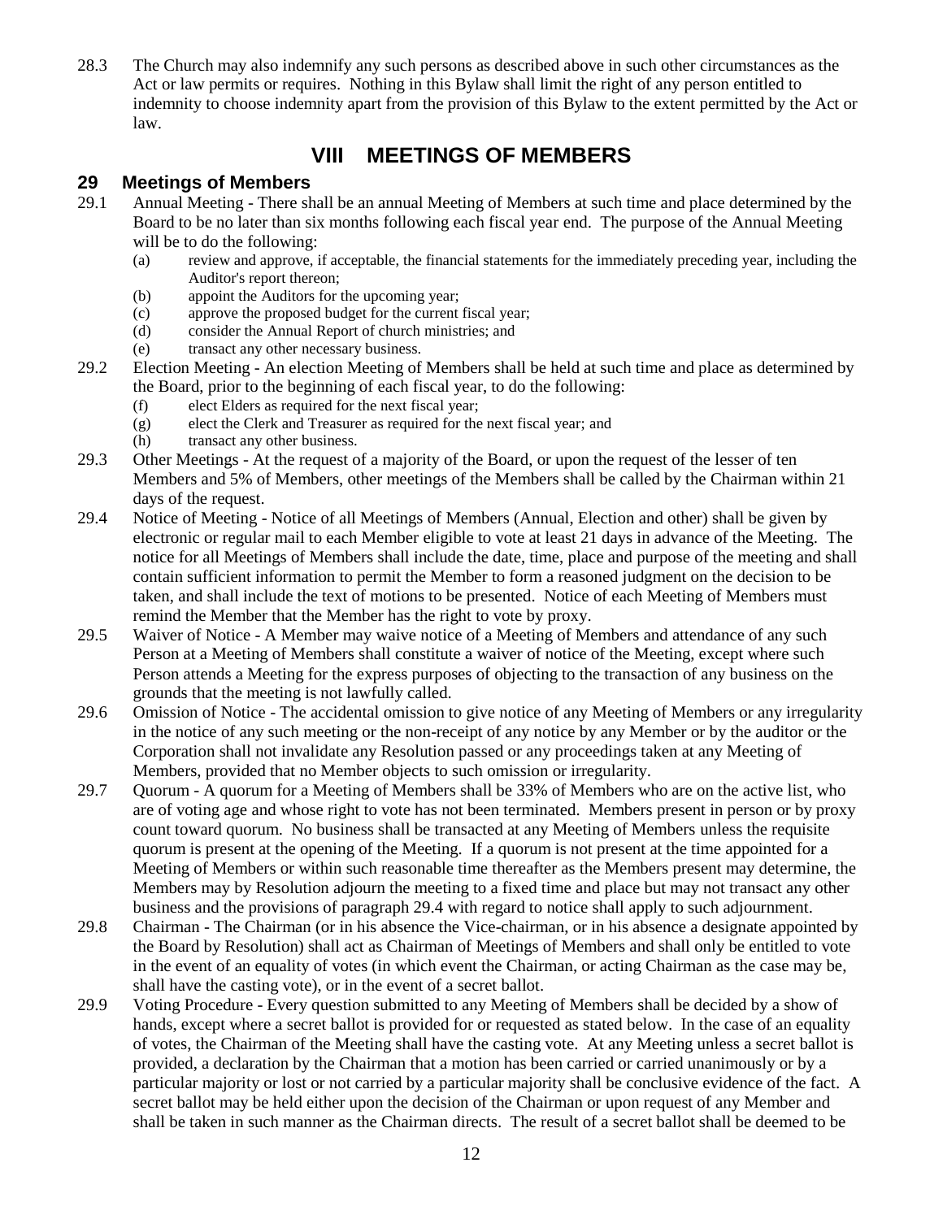28.3 The Church may also indemnify any such persons as described above in such other circumstances as the Act or law permits or requires. Nothing in this Bylaw shall limit the right of any person entitled to indemnity to choose indemnity apart from the provision of this Bylaw to the extent permitted by the Act or law.

# VIII MEETINGS OF MEMBERS

## 29 Meetings of Members

29.1 Annual Meeting - There shall be an annual Meeting of Members at such time and place determined by the Board to be no later than six months following each fiscal year end. The purpose of the Annual Meeting will be to do the following:

- (a) review and approve, if acceptable, the financial statements for the immediately preceding year, including the Auditor's report thereon;
- (b) appoint the Auditors for the upcoming year;
- (c) approve the proposed budget for the current fiscal year;
- (d) consider the Annual Report of church ministries; and
- (e) transact any other necessary business.

29.2 Election Meeting - An election Meeting of Members shall be held at such time and place as determined by the Board, prior to the beginning of each fiscal year, to do the following:

- (f) elect Elders as required for the next fiscal year;
- (g) elect the Clerk and Treasurer as required for the next fiscal year; and
- (h) transact any other business.

29.3 Other Meetings - At the request of a majority of the Board, or upon the request of the lesser of ten Members and 5% of Members, other meetings of the Members shall be called by the Chairman within 21 days of the request.

29.4 Notice of Meeting - Notice of all Meetings of Members (Annual, Election and other) shall be given by electronic or regular mail to each Member eligible to vote at least 21 days in advance of the Meeting. The notice for all Meetings of Members shall include the date, time, place and purpose of the meeting and shall contain sufficient information to permit the Member to form a reasoned judgment on the decision to be taken, and shall include the text of motions to be presented. Notice of each Meeting of Members must remind the Member that the Member has the right to vote by proxy.

29.5 Waiver of Notice - A Member may waive notice of a Meeting of Members and attendance of any such Person at a Meeting of Members shall constitute a waiver of notice of the Meeting, except where such Person attends a Meeting for the express purposes of objecting to the transaction of any business on the grounds that the meeting is not lawfully called.

29.6 Omission of Notice - The accidental omission to give notice of any Meeting of Members or any irregularity in the notice of any such meeting or the non-receipt of any notice by any Member or by the auditor or the Corporation shall not invalidate any Resolution passed or any proceedings taken at any Meeting of Members, provided that no Member objects to such omission or irregularity.

29.7 Quorum - A quorum for a Meeting of Members shall be 33% of Members who are on the active list, who are of voting age and whose right to vote has not been terminated. Members present in person or by proxy count toward quorum. No business shall be transacted at any Meeting of Members unless the requisite quorum is present at the opening of the Meeting. If a quorum is not present at the time appointed for a Meeting of Members or within such reasonable time thereafter as the Members present may determine, the Members may by Resolution adjourn the meeting to a fixed time and place but may not transact any other business and the provisions of paragraph 29.4 with regard to notice shall apply to such adjournment.

29.8 Chairman - The Chairman (or in his absence the Vice-chairman, or in his absence a designate appointed by the Board by Resolution) shall act as Chairman of Meetings of Members and shall only be entitled to vote in the event of an equality of votes (in which event the Chairman, or acting Chairman as the case may be, shall have the casting vote), or in the event of a secret ballot.

29.9 Voting Procedure - Every question submitted to any Meeting of Members shall be decided by a show of hands, except where a secret ballot is provided for or requested as stated below. In the case of an equality of votes, the Chairman of the Meeting shall have the casting vote. At any Meeting unless a secret ballot is provided, a declaration by the Chairman that a motion has been carried or carried unanimously or by a particular majority or lost or not carried by a particular majority shall be conclusive evidence of the fact. A secret ballot may be held either upon the decision of the Chairman or upon request of any Member and shall be taken in such manner as the Chairman directs. The result of a secret ballot shall be deemed to be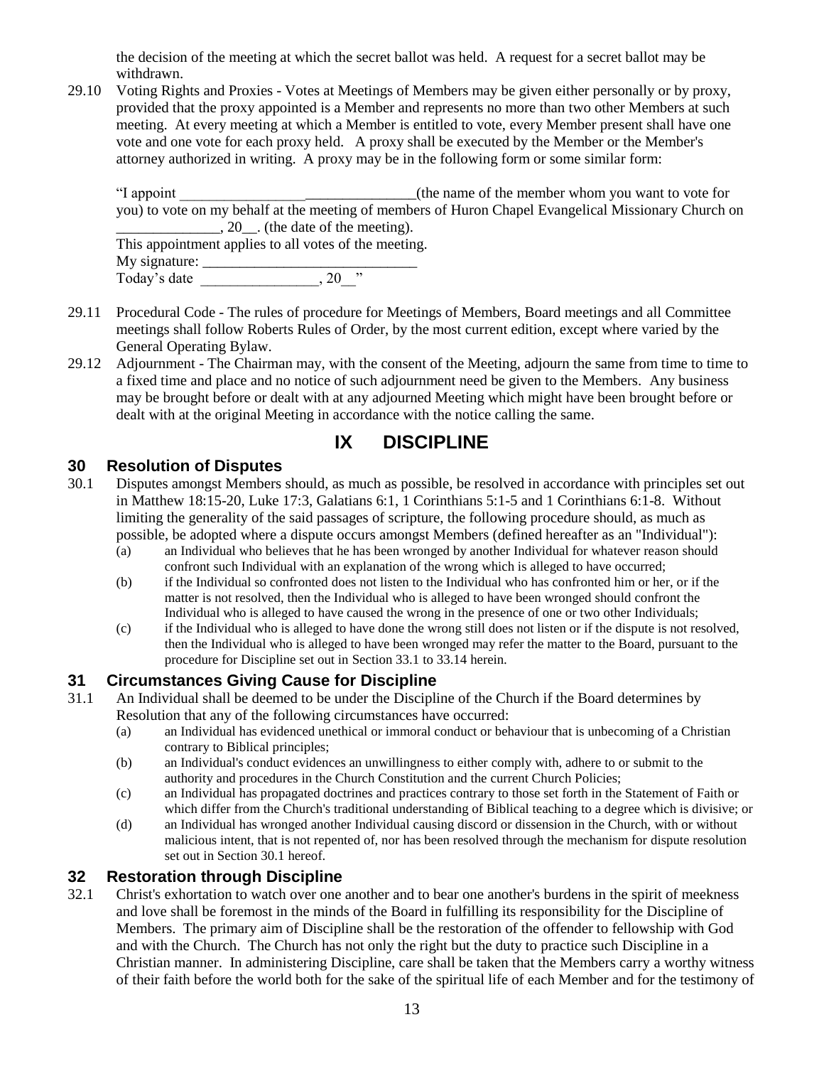the decision of the meeting at which the secret ballot was held. A request for a secret ballot may be withdrawn.

29.10 Voting Rights and Proxies - Votes at Meetings of Members may be given either personally or by proxy, provided that the proxy appointed is a Member and represents no more than two other Members at such meeting. At every meeting at which a Member is entitled to vote, every Member present shall have one vote and one vote for each proxy held. A proxy shall be executed by the Member or the Member's attorney authorized in writing. A proxy may be in the following form or some similar form:

> "I appoint _________________________________(the name of the member whom you want to vote for you) to vote on my behalf at the meeting of members of Huron Chapel Evangelical Missionary Church on ______________, 20__. (the date of the meeting).
> This appointment applies to all votes of the meeting.
> My signature: _____________________________
> Today's date ________________, 20__"

29.11 Procedural Code - The rules of procedure for Meetings of Members, Board meetings and all Committee meetings shall follow Roberts Rules of Order, by the most current edition, except where varied by the General Operating Bylaw.

29.12 Adjournment - The Chairman may, with the consent of the Meeting, adjourn the same from time to time to a fixed time and place and no notice of such adjournment need be given to the Members. Any business may be brought before or dealt with at any adjourned Meeting which might have been brought before or dealt with at the original Meeting in accordance with the notice calling the same.

# IX DISCIPLINE

## 30 Resolution of Disputes

30.1 Disputes amongst Members should, as much as possible, be resolved in accordance with principles set out in Matthew 18:15-20, Luke 17:3, Galatians 6:1, 1 Corinthians 5:1-5 and 1 Corinthians 6:1-8. Without limiting the generality of the said passages of scripture, the following procedure should, as much as possible, be adopted where a dispute occurs amongst Members (defined hereafter as an "Individual"):

(a) an Individual who believes that he has been wronged by another Individual for whatever reason should confront such Individual with an explanation of the wrong which is alleged to have occurred;

(b) if the Individual so confronted does not listen to the Individual who has confronted him or her, or if the matter is not resolved, then the Individual who is alleged to have been wronged should confront the Individual who is alleged to have caused the wrong in the presence of one or two other Individuals;

(c) if the Individual who is alleged to have done the wrong still does not listen or if the dispute is not resolved, then the Individual who is alleged to have been wronged may refer the matter to the Board, pursuant to the procedure for Discipline set out in Section 33.1 to 33.14 herein.

## 31 Circumstances Giving Cause for Discipline

31.1 An Individual shall be deemed to be under the Discipline of the Church if the Board determines by Resolution that any of the following circumstances have occurred:

(a) an Individual has evidenced unethical or immoral conduct or behaviour that is unbecoming of a Christian contrary to Biblical principles;

(b) an Individual's conduct evidences an unwillingness to either comply with, adhere to or submit to the authority and procedures in the Church Constitution and the current Church Policies;

(c) an Individual has propagated doctrines and practices contrary to those set forth in the Statement of Faith or which differ from the Church's traditional understanding of Biblical teaching to a degree which is divisive; or

(d) an Individual has wronged another Individual causing discord or dissension in the Church, with or without malicious intent, that is not repented of, nor has been resolved through the mechanism for dispute resolution set out in Section 30.1 hereof.

## 32 Restoration through Discipline

32.1 Christ's exhortation to watch over one another and to bear one another's burdens in the spirit of meekness and love shall be foremost in the minds of the Board in fulfilling its responsibility for the Discipline of Members. The primary aim of Discipline shall be the restoration of the offender to fellowship with God and with the Church. The Church has not only the right but the duty to practice such Discipline in a Christian manner. In administering Discipline, care shall be taken that the Members carry a worthy witness of their faith before the world both for the sake of the spiritual life of each Member and for the testimony of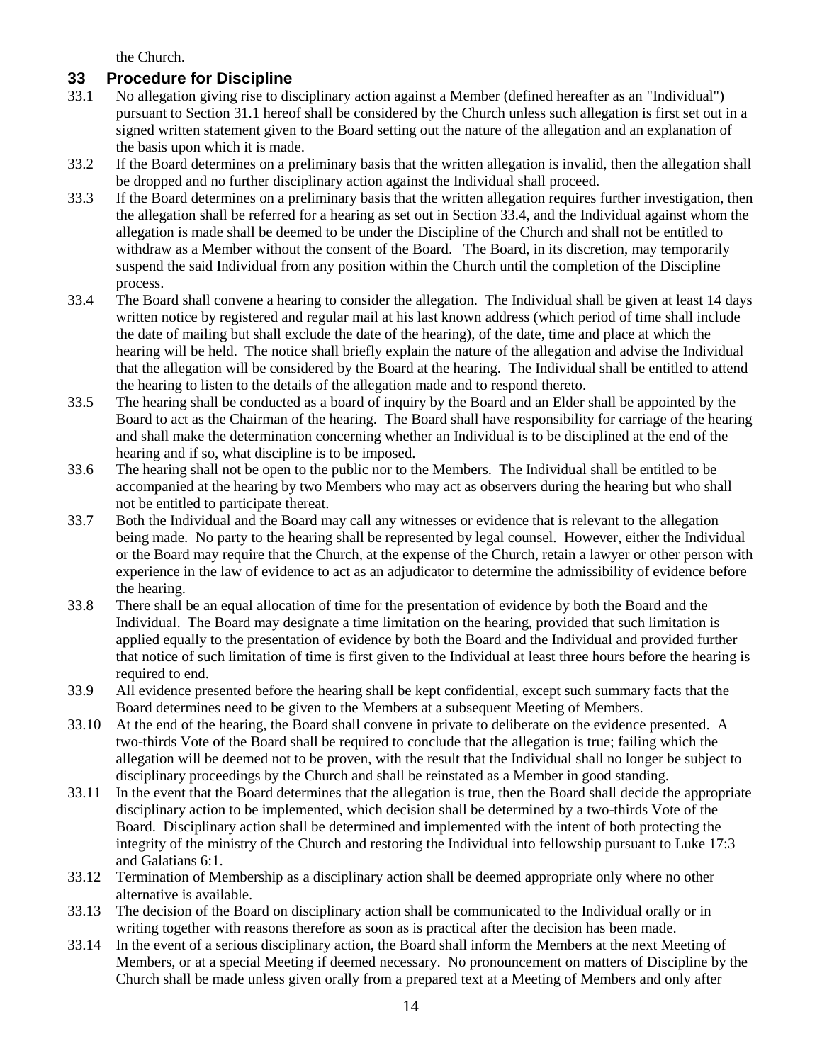the Church.

## 33 Procedure for Discipline

33.1 No allegation giving rise to disciplinary action against a Member (defined hereafter as an "Individual") pursuant to Section 31.1 hereof shall be considered by the Church unless such allegation is first set out in a signed written statement given to the Board setting out the nature of the allegation and an explanation of the basis upon which it is made.

33.2 If the Board determines on a preliminary basis that the written allegation is invalid, then the allegation shall be dropped and no further disciplinary action against the Individual shall proceed.

33.3 If the Board determines on a preliminary basis that the written allegation requires further investigation, then the allegation shall be referred for a hearing as set out in Section 33.4, and the Individual against whom the allegation is made shall be deemed to be under the Discipline of the Church and shall not be entitled to withdraw as a Member without the consent of the Board. The Board, in its discretion, may temporarily suspend the said Individual from any position within the Church until the completion of the Discipline process.

33.4 The Board shall convene a hearing to consider the allegation. The Individual shall be given at least 14 days written notice by registered and regular mail at his last known address (which period of time shall include the date of mailing but shall exclude the date of the hearing), of the date, time and place at which the hearing will be held. The notice shall briefly explain the nature of the allegation and advise the Individual that the allegation will be considered by the Board at the hearing. The Individual shall be entitled to attend the hearing to listen to the details of the allegation made and to respond thereto.

33.5 The hearing shall be conducted as a board of inquiry by the Board and an Elder shall be appointed by the Board to act as the Chairman of the hearing. The Board shall have responsibility for carriage of the hearing and shall make the determination concerning whether an Individual is to be disciplined at the end of the hearing and if so, what discipline is to be imposed.

33.6 The hearing shall not be open to the public nor to the Members. The Individual shall be entitled to be accompanied at the hearing by two Members who may act as observers during the hearing but who shall not be entitled to participate thereat.

33.7 Both the Individual and the Board may call any witnesses or evidence that is relevant to the allegation being made. No party to the hearing shall be represented by legal counsel. However, either the Individual or the Board may require that the Church, at the expense of the Church, retain a lawyer or other person with experience in the law of evidence to act as an adjudicator to determine the admissibility of evidence before the hearing.

33.8 There shall be an equal allocation of time for the presentation of evidence by both the Board and the Individual. The Board may designate a time limitation on the hearing, provided that such limitation is applied equally to the presentation of evidence by both the Board and the Individual and provided further that notice of such limitation of time is first given to the Individual at least three hours before the hearing is required to end.

33.9 All evidence presented before the hearing shall be kept confidential, except such summary facts that the Board determines need to be given to the Members at a subsequent Meeting of Members.

33.10 At the end of the hearing, the Board shall convene in private to deliberate on the evidence presented. A two-thirds Vote of the Board shall be required to conclude that the allegation is true; failing which the allegation will be deemed not to be proven, with the result that the Individual shall no longer be subject to disciplinary proceedings by the Church and shall be reinstated as a Member in good standing.

33.11 In the event that the Board determines that the allegation is true, then the Board shall decide the appropriate disciplinary action to be implemented, which decision shall be determined by a two-thirds Vote of the Board. Disciplinary action shall be determined and implemented with the intent of both protecting the integrity of the ministry of the Church and restoring the Individual into fellowship pursuant to Luke 17:3 and Galatians 6:1.

33.12 Termination of Membership as a disciplinary action shall be deemed appropriate only where no other alternative is available.

33.13 The decision of the Board on disciplinary action shall be communicated to the Individual orally or in writing together with reasons therefore as soon as is practical after the decision has been made.

33.14 In the event of a serious disciplinary action, the Board shall inform the Members at the next Meeting of Members, or at a special Meeting if deemed necessary. No pronouncement on matters of Discipline by the Church shall be made unless given orally from a prepared text at a Meeting of Members and only after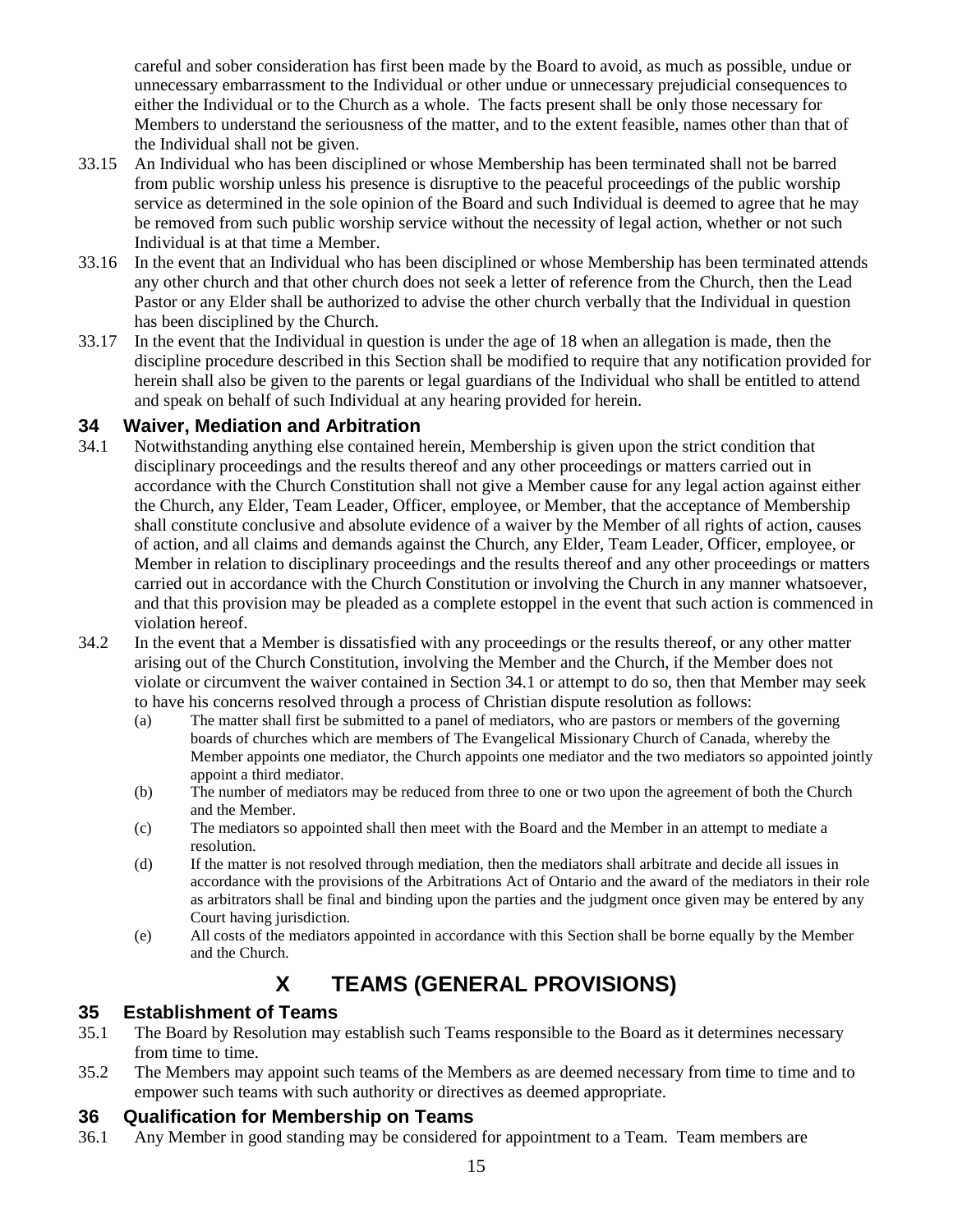careful and sober consideration has first been made by the Board to avoid, as much as possible, undue or unnecessary embarrassment to the Individual or other undue or unnecessary prejudicial consequences to either the Individual or to the Church as a whole. The facts present shall be only those necessary for Members to understand the seriousness of the matter, and to the extent feasible, names other than that of the Individual shall not be given.

33.15 An Individual who has been disciplined or whose Membership has been terminated shall not be barred from public worship unless his presence is disruptive to the peaceful proceedings of the public worship service as determined in the sole opinion of the Board and such Individual is deemed to agree that he may be removed from such public worship service without the necessity of legal action, whether or not such Individual is at that time a Member.

33.16 In the event that an Individual who has been disciplined or whose Membership has been terminated attends any other church and that other church does not seek a letter of reference from the Church, then the Lead Pastor or any Elder shall be authorized to advise the other church verbally that the Individual in question has been disciplined by the Church.

33.17 In the event that the Individual in question is under the age of 18 when an allegation is made, then the discipline procedure described in this Section shall be modified to require that any notification provided for herein shall also be given to the parents or legal guardians of the Individual who shall be entitled to attend and speak on behalf of such Individual at any hearing provided for herein.

### 34 Waiver, Mediation and Arbitration

34.1 Notwithstanding anything else contained herein, Membership is given upon the strict condition that disciplinary proceedings and the results thereof and any other proceedings or matters carried out in accordance with the Church Constitution shall not give a Member cause for any legal action against either the Church, any Elder, Team Leader, Officer, employee, or Member, that the acceptance of Membership shall constitute conclusive and absolute evidence of a waiver by the Member of all rights of action, causes of action, and all claims and demands against the Church, any Elder, Team Leader, Officer, employee, or Member in relation to disciplinary proceedings and the results thereof and any other proceedings or matters carried out in accordance with the Church Constitution or involving the Church in any manner whatsoever, and that this provision may be pleaded as a complete estoppel in the event that such action is commenced in violation hereof.

34.2 In the event that a Member is dissatisfied with any proceedings or the results thereof, or any other matter arising out of the Church Constitution, involving the Member and the Church, if the Member does not violate or circumvent the waiver contained in Section 34.1 or attempt to do so, then that Member may seek to have his concerns resolved through a process of Christian dispute resolution as follows:

- (a) The matter shall first be submitted to a panel of mediators, who are pastors or members of the governing boards of churches which are members of The Evangelical Missionary Church of Canada, whereby the Member appoints one mediator, the Church appoints one mediator and the two mediators so appointed jointly appoint a third mediator.
- (b) The number of mediators may be reduced from three to one or two upon the agreement of both the Church and the Member.
- (c) The mediators so appointed shall then meet with the Board and the Member in an attempt to mediate a resolution.
- (d) If the matter is not resolved through mediation, then the mediators shall arbitrate and decide all issues in accordance with the provisions of the Arbitrations Act of Ontario and the award of the mediators in their role as arbitrators shall be final and binding upon the parties and the judgment once given may be entered by any Court having jurisdiction.
- (e) All costs of the mediators appointed in accordance with this Section shall be borne equally by the Member and the Church.

## X TEAMS (GENERAL PROVISIONS)

### 35 Establishment of Teams

35.1 The Board by Resolution may establish such Teams responsible to the Board as it determines necessary from time to time.

35.2 The Members may appoint such teams of the Members as are deemed necessary from time to time and to empower such teams with such authority or directives as deemed appropriate.

### 36 Qualification for Membership on Teams

36.1 Any Member in good standing may be considered for appointment to a Team. Team members are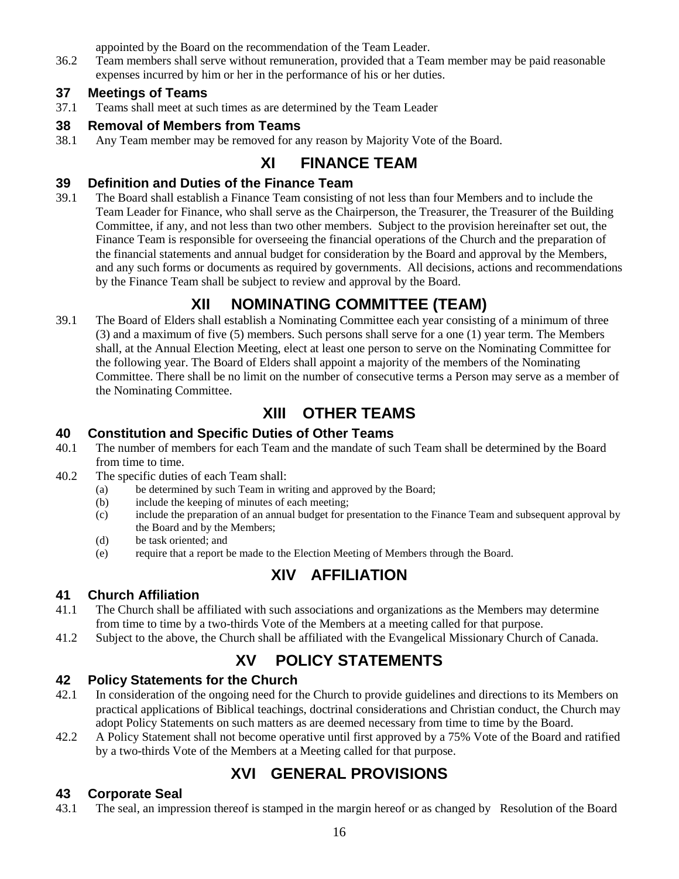appointed by the Board on the recommendation of the Team Leader.

36.2 Team members shall serve without remuneration, provided that a Team member may be paid reasonable expenses incurred by him or her in the performance of his or her duties.

### 37 Meetings of Teams

37.1 Teams shall meet at such times as are determined by the Team Leader

### 38 Removal of Members from Teams

38.1 Any Team member may be removed for any reason by Majority Vote of the Board.

## XI FINANCE TEAM

### 39 Definition and Duties of the Finance Team

39.1 The Board shall establish a Finance Team consisting of not less than four Members and to include the Team Leader for Finance, who shall serve as the Chairperson, the Treasurer, the Treasurer of the Building Committee, if any, and not less than two other members. Subject to the provision hereinafter set out, the Finance Team is responsible for overseeing the financial operations of the Church and the preparation of the financial statements and annual budget for consideration by the Board and approval by the Members, and any such forms or documents as required by governments. All decisions, actions and recommendations by the Finance Team shall be subject to review and approval by the Board.

## XII NOMINATING COMMITTEE (TEAM)

39.1 The Board of Elders shall establish a Nominating Committee each year consisting of a minimum of three (3) and a maximum of five (5) members. Such persons shall serve for a one (1) year term. The Members shall, at the Annual Election Meeting, elect at least one person to serve on the Nominating Committee for the following year. The Board of Elders shall appoint a majority of the members of the Nominating Committee. There shall be no limit on the number of consecutive terms a Person may serve as a member of the Nominating Committee.

## XIII OTHER TEAMS

### 40 Constitution and Specific Duties of Other Teams

40.1 The number of members for each Team and the mandate of such Team shall be determined by the Board from time to time.

40.2 The specific duties of each Team shall:

- (a) be determined by such Team in writing and approved by the Board;
- (b) include the keeping of minutes of each meeting;
- (c) include the preparation of an annual budget for presentation to the Finance Team and subsequent approval by the Board and by the Members;
- (d) be task oriented; and
- (e) require that a report be made to the Election Meeting of Members through the Board.

## XIV AFFILIATION

### 41 Church Affiliation

41.1 The Church shall be affiliated with such associations and organizations as the Members may determine from time to time by a two-thirds Vote of the Members at a meeting called for that purpose.

41.2 Subject to the above, the Church shall be affiliated with the Evangelical Missionary Church of Canada.

## XV POLICY STATEMENTS

### 42 Policy Statements for the Church

42.1 In consideration of the ongoing need for the Church to provide guidelines and directions to its Members on practical applications of Biblical teachings, doctrinal considerations and Christian conduct, the Church may adopt Policy Statements on such matters as are deemed necessary from time to time by the Board.

42.2 A Policy Statement shall not become operative until first approved by a 75% Vote of the Board and ratified by a two-thirds Vote of the Members at a Meeting called for that purpose.

## XVI GENERAL PROVISIONS

### 43 Corporate Seal

43.1 The seal, an impression thereof is stamped in the margin hereof or as changed by Resolution of the Board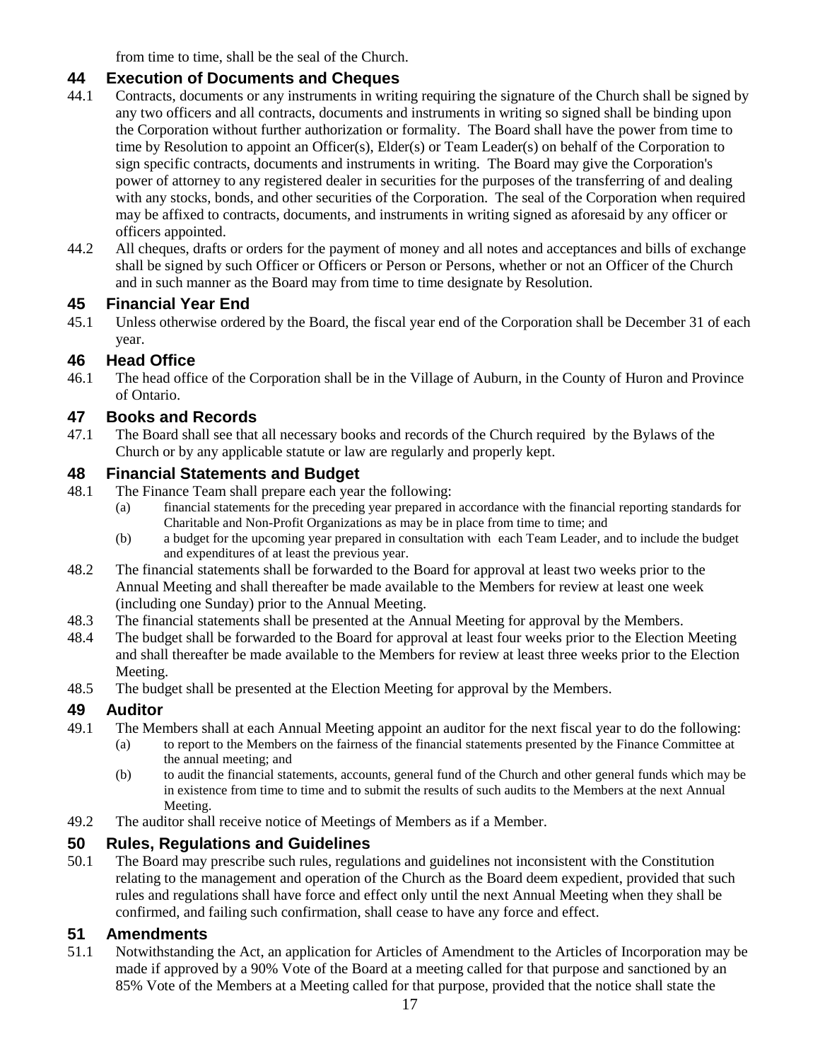from time to time, shall be the seal of the Church.

## 44 Execution of Documents and Cheques

44.1 Contracts, documents or any instruments in writing requiring the signature of the Church shall be signed by any two officers and all contracts, documents and instruments in writing so signed shall be binding upon the Corporation without further authorization or formality. The Board shall have the power from time to time by Resolution to appoint an Officer(s), Elder(s) or Team Leader(s) on behalf of the Corporation to sign specific contracts, documents and instruments in writing. The Board may give the Corporation's power of attorney to any registered dealer in securities for the purposes of the transferring of and dealing with any stocks, bonds, and other securities of the Corporation. The seal of the Corporation when required may be affixed to contracts, documents, and instruments in writing signed as aforesaid by any officer or officers appointed.

44.2 All cheques, drafts or orders for the payment of money and all notes and acceptances and bills of exchange shall be signed by such Officer or Officers or Person or Persons, whether or not an Officer of the Church and in such manner as the Board may from time to time designate by Resolution.

## 45 Financial Year End

45.1 Unless otherwise ordered by the Board, the fiscal year end of the Corporation shall be December 31 of each year.

## 46 Head Office

46.1 The head office of the Corporation shall be in the Village of Auburn, in the County of Huron and Province of Ontario.

## 47 Books and Records

47.1 The Board shall see that all necessary books and records of the Church required by the Bylaws of the Church or by any applicable statute or law are regularly and properly kept.

## 48 Financial Statements and Budget

48.1 The Finance Team shall prepare each year the following:

(a) financial statements for the preceding year prepared in accordance with the financial reporting standards for Charitable and Non-Profit Organizations as may be in place from time to time; and

(b) a budget for the upcoming year prepared in consultation with each Team Leader, and to include the budget and expenditures of at least the previous year.

48.2 The financial statements shall be forwarded to the Board for approval at least two weeks prior to the Annual Meeting and shall thereafter be made available to the Members for review at least one week (including one Sunday) prior to the Annual Meeting.

48.3 The financial statements shall be presented at the Annual Meeting for approval by the Members.

48.4 The budget shall be forwarded to the Board for approval at least four weeks prior to the Election Meeting and shall thereafter be made available to the Members for review at least three weeks prior to the Election Meeting.

48.5 The budget shall be presented at the Election Meeting for approval by the Members.

## 49 Auditor

49.1 The Members shall at each Annual Meeting appoint an auditor for the next fiscal year to do the following:

(a) to report to the Members on the fairness of the financial statements presented by the Finance Committee at the annual meeting; and

(b) to audit the financial statements, accounts, general fund of the Church and other general funds which may be in existence from time to time and to submit the results of such audits to the Members at the next Annual Meeting.

49.2 The auditor shall receive notice of Meetings of Members as if a Member.

## 50 Rules, Regulations and Guidelines

50.1 The Board may prescribe such rules, regulations and guidelines not inconsistent with the Constitution relating to the management and operation of the Church as the Board deem expedient, provided that such rules and regulations shall have force and effect only until the next Annual Meeting when they shall be confirmed, and failing such confirmation, shall cease to have any force and effect.

## 51 Amendments

51.1 Notwithstanding the Act, an application for Articles of Amendment to the Articles of Incorporation may be made if approved by a 90% Vote of the Board at a meeting called for that purpose and sanctioned by an 85% Vote of the Members at a Meeting called for that purpose, provided that the notice shall state the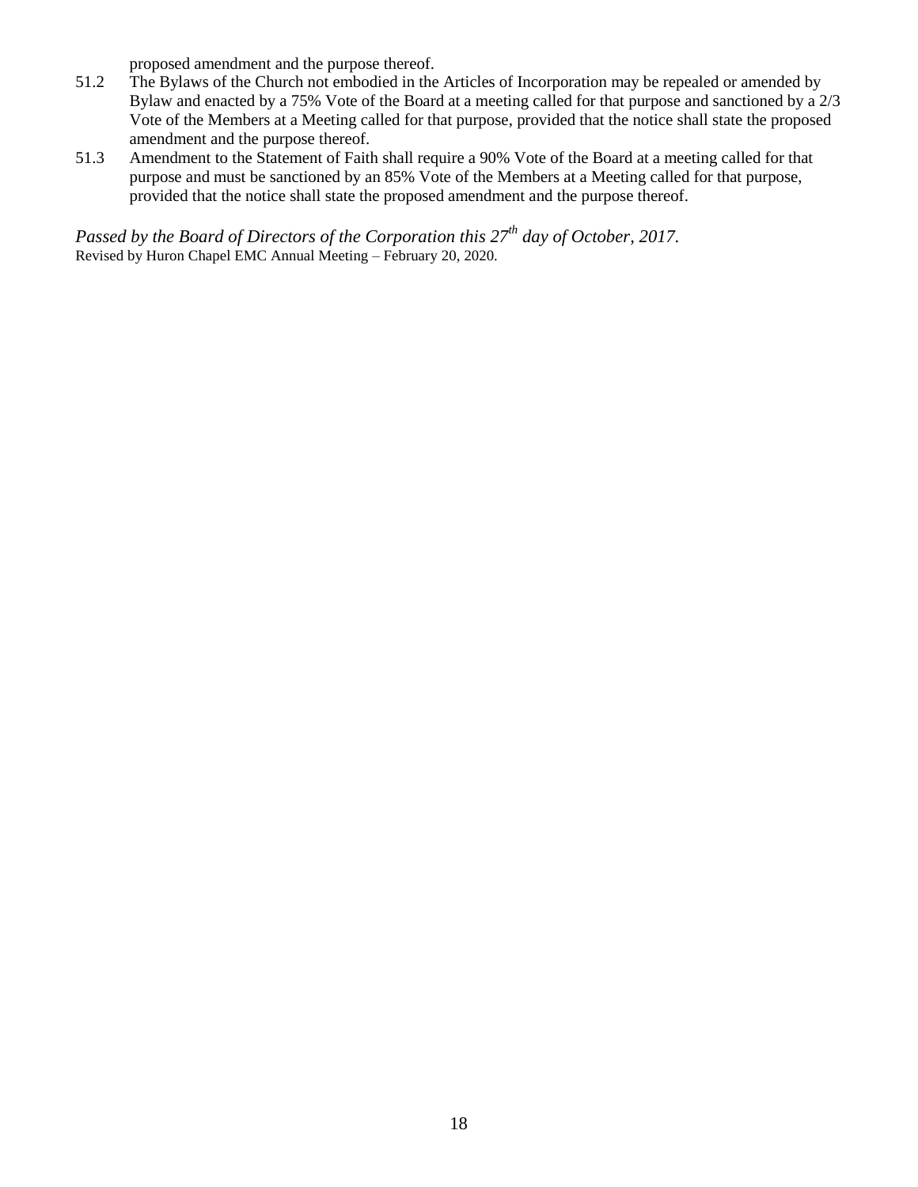proposed amendment and the purpose thereof.

51.2 The Bylaws of the Church not embodied in the Articles of Incorporation may be repealed or amended by Bylaw and enacted by a 75% Vote of the Board at a meeting called for that purpose and sanctioned by a 2/3 Vote of the Members at a Meeting called for that purpose, provided that the notice shall state the proposed amendment and the purpose thereof.

51.3 Amendment to the Statement of Faith shall require a 90% Vote of the Board at a meeting called for that purpose and must be sanctioned by an 85% Vote of the Members at a Meeting called for that purpose, provided that the notice shall state the proposed amendment and the purpose thereof.

*Passed by the Board of Directors of the Corporation this 27th day of October, 2017.*

Revised by Huron Chapel EMC Annual Meeting – February 20, 2020.